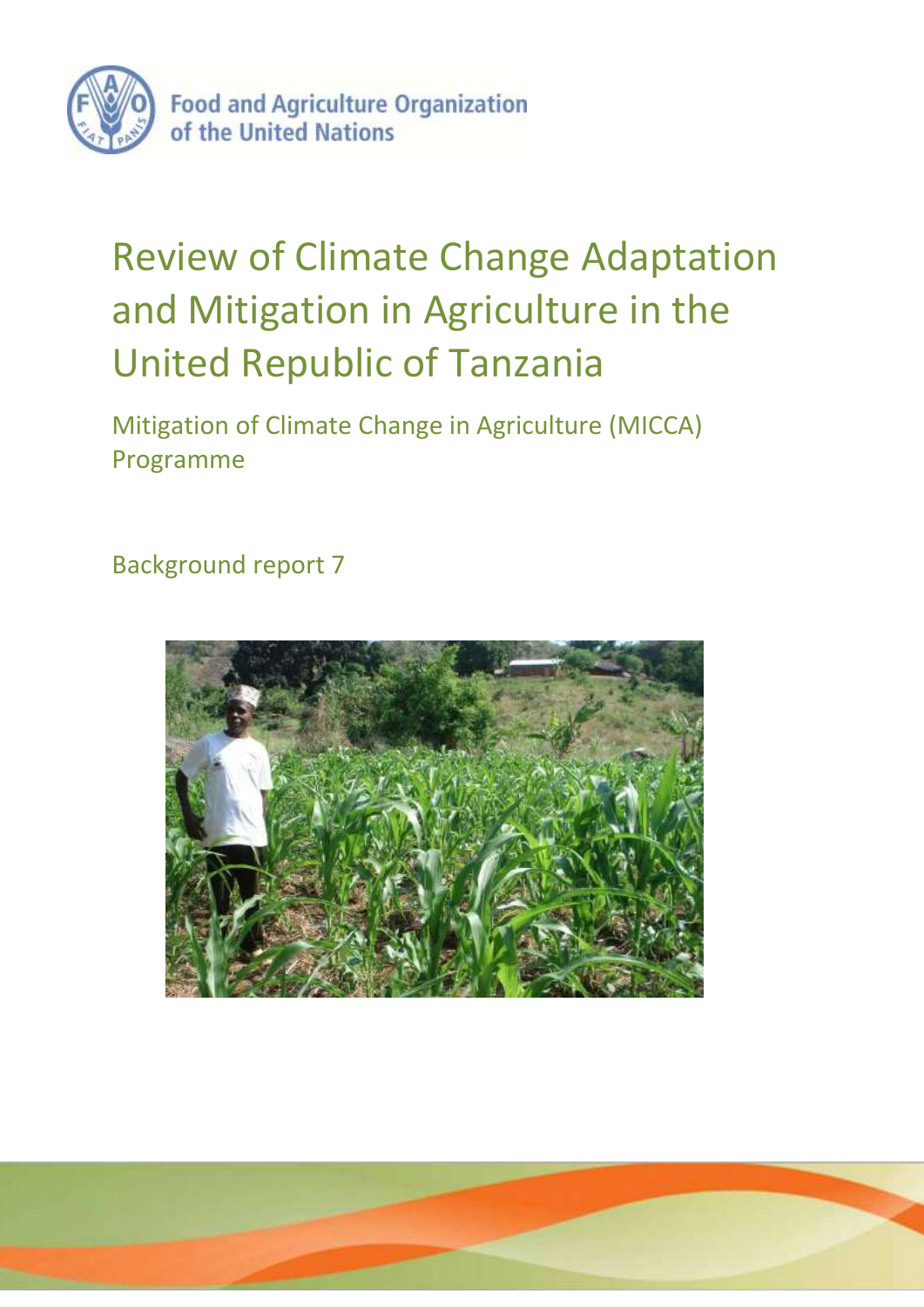Food and Agriculture Organization of the United Nations

# Review of Climate Change Adaptation and Mitigation in Agriculture in the United Republic of Tanzania

## Mitigation of Climate Change in Agriculture (MICCA) Programme

Background report 7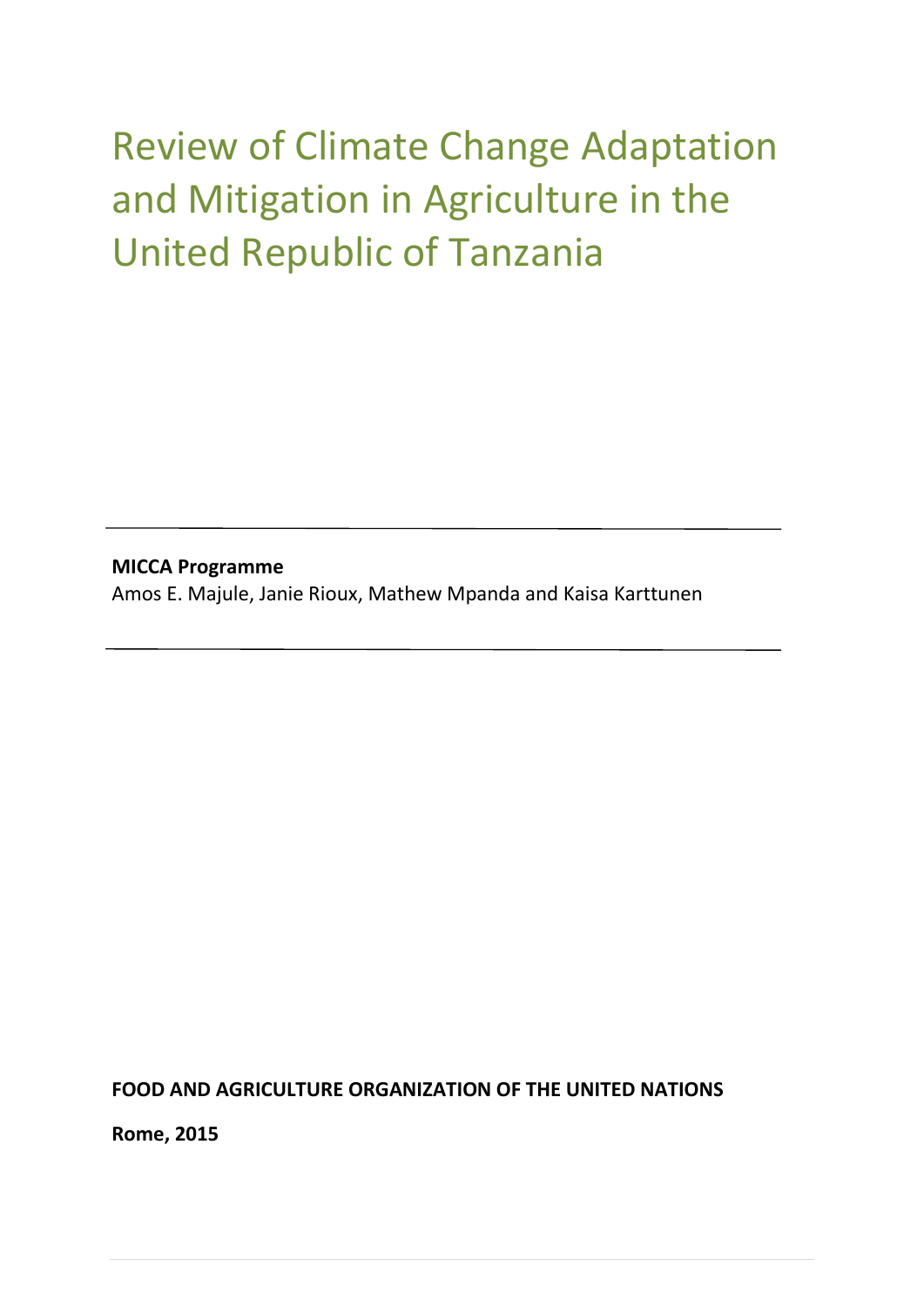# Review of Climate Change Adaptation and Mitigation in Agriculture in the United Republic of Tanzania

---

**MICCA Programme**

Amos E. Majule, Janie Rioux, Mathew Mpanda and Kaisa Karttunen

---

**FOOD AND AGRICULTURE ORGANIZATION OF THE UNITED NATIONS**

**Rome, 2015**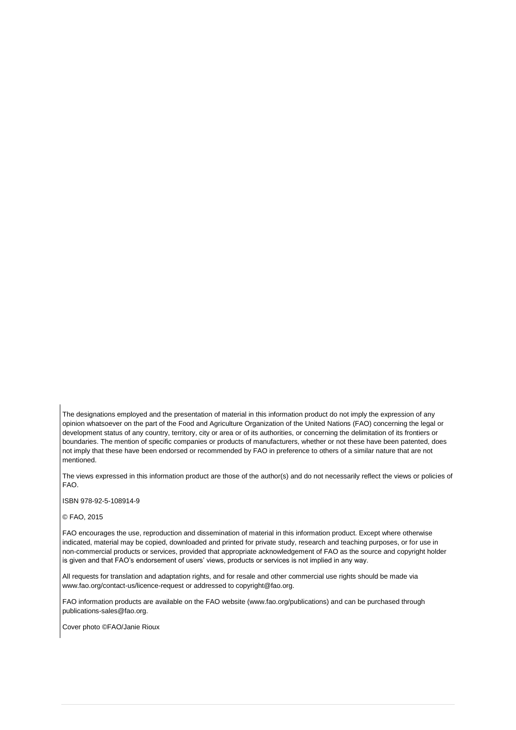The designations employed and the presentation of material in this information product do not imply the expression of any opinion whatsoever on the part of the Food and Agriculture Organization of the United Nations (FAO) concerning the legal or development status of any country, territory, city or area or of its authorities, or concerning the delimitation of its frontiers or boundaries. The mention of specific companies or products of manufacturers, whether or not these have been patented, does not imply that these have been endorsed or recommended by FAO in preference to others of a similar nature that are not mentioned.

The views expressed in this information product are those of the author(s) and do not necessarily reflect the views or policies of FAO.

ISBN 978-92-5-108914-9

© FAO, 2015

FAO encourages the use, reproduction and dissemination of material in this information product. Except where otherwise indicated, material may be copied, downloaded and printed for private study, research and teaching purposes, or for use in non-commercial products or services, provided that appropriate acknowledgement of FAO as the source and copyright holder is given and that FAO's endorsement of users' views, products or services is not implied in any way.

All requests for translation and adaptation rights, and for resale and other commercial use rights should be made via www.fao.org/contact-us/licence-request or addressed to copyright@fao.org.

FAO information products are available on the FAO website (www.fao.org/publications) and can be purchased through publications-sales@fao.org.

Cover photo ©FAO/Janie Rioux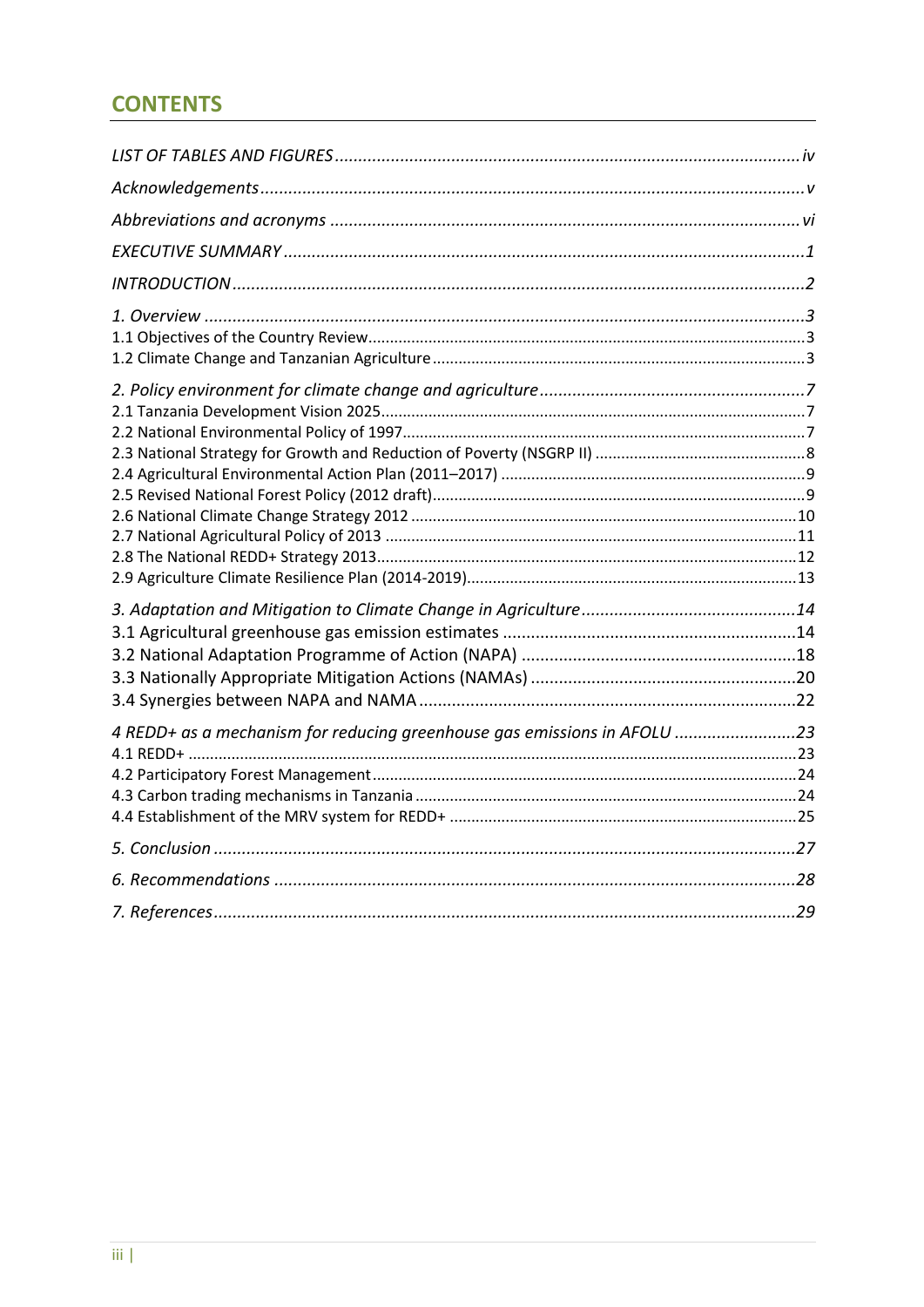## CONTENTS

*LIST OF TABLES AND FIGURES* ........ *iv*

*Acknowledgements* ........ *v*

*Abbreviations and acronyms* ........ *vi*

*EXECUTIVE SUMMARY* ........ *1*

*INTRODUCTION* ........ *2*

*1. Overview* ........ *3*
- 1.1 Objectives of the Country Review ........ 3
- 1.2 Climate Change and Tanzanian Agriculture ........ 3

*2. Policy environment for climate change and agriculture* ........ *7*
- 2.1 Tanzania Development Vision 2025 ........ 7
- 2.2 National Environmental Policy of 1997 ........ 7
- 2.3 National Strategy for Growth and Reduction of Poverty (NSGRP II) ........ 8
- 2.4 Agricultural Environmental Action Plan (2011–2017) ........ 9
- 2.5 Revised National Forest Policy (2012 draft) ........ 9
- 2.6 National Climate Change Strategy 2012 ........ 10
- 2.7 National Agricultural Policy of 2013 ........ 11
- 2.8 The National REDD+ Strategy 2013 ........ 12
- 2.9 Agriculture Climate Resilience Plan (2014-2019) ........ 13

*3. Adaptation and Mitigation to Climate Change in Agriculture* ........ *14*
- 3.1 Agricultural greenhouse gas emission estimates ........ 14
- 3.2 National Adaptation Programme of Action (NAPA) ........ 18
- 3.3 Nationally Appropriate Mitigation Actions (NAMAs) ........ 20
- 3.4 Synergies between NAPA and NAMA ........ 22

*4 REDD+ as a mechanism for reducing greenhouse gas emissions in AFOLU* ........ *23*
- 4.1 REDD+ ........ 23
- 4.2 Participatory Forest Management ........ 24
- 4.3 Carbon trading mechanisms in Tanzania ........ 24
- 4.4 Establishment of the MRV system for REDD+ ........ 25

*5. Conclusion* ........ *27*

*6. Recommendations* ........ *28*

*7. References* ........ *29*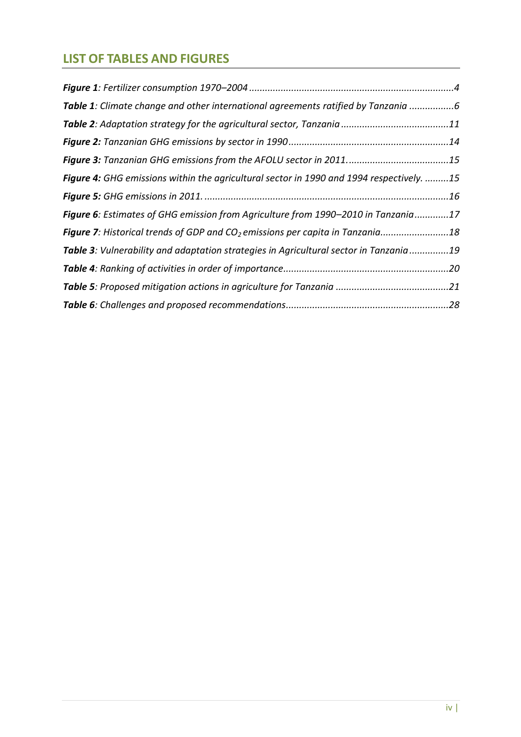## LIST OF TABLES AND FIGURES

***Figure 1****: Fertilizer consumption 1970–2004* ....................................................................... 4

***Table 1****: Climate change and other international agreements ratified by Tanzania* ................. 6

***Table 2****: Adaptation strategy for the agricultural sector, Tanzania* ......................................... 11

***Figure 2:*** *Tanzanian GHG emissions by sector in 1990* ............................................................ 14

***Figure 3:*** *Tanzanian GHG emissions from the AFOLU sector in 2011.* ...................................... 15

***Figure 4:*** *GHG emissions within the agricultural sector in 1990 and 1994 respectively.* ......... 15

***Figure 5:*** *GHG emissions in 2011.* ............................................................................................ 16

***Figure 6****: Estimates of GHG emission from Agriculture from 1990–2010 in Tanzania* ............. 17

***Figure 7****: Historical trends of GDP and* $CO_2$ *emissions per capita in Tanzania* ......................... 18

***Table 3****: Vulnerability and adaptation strategies in Agricultural sector in Tanzania* ............... 19

***Table 4****: Ranking of activities in order of importance* .............................................................. 20

***Table 5****: Proposed mitigation actions in agriculture for Tanzania* ........................................... 21

***Table 6****: Challenges and proposed recommendations* ............................................................. 28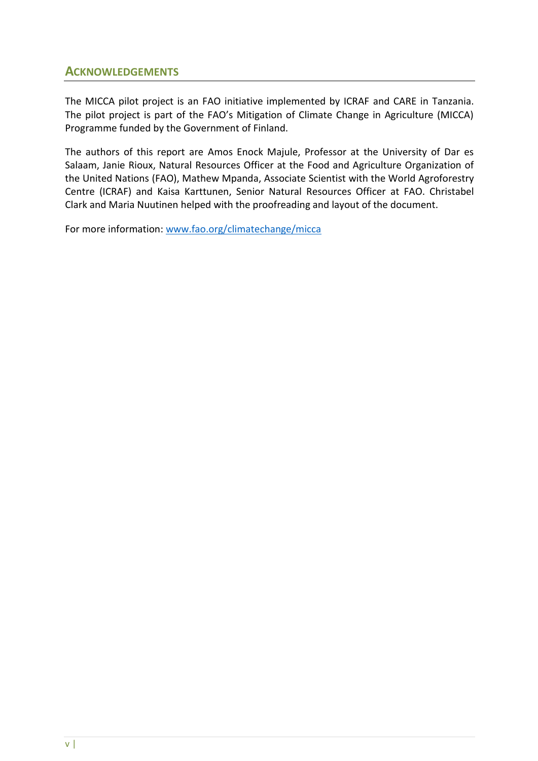## ACKNOWLEDGEMENTS

The MICCA pilot project is an FAO initiative implemented by ICRAF and CARE in Tanzania. The pilot project is part of the FAO's Mitigation of Climate Change in Agriculture (MICCA) Programme funded by the Government of Finland.

The authors of this report are Amos Enock Majule, Professor at the University of Dar es Salaam, Janie Rioux, Natural Resources Officer at the Food and Agriculture Organization of the United Nations (FAO), Mathew Mpanda, Associate Scientist with the World Agroforestry Centre (ICRAF) and Kaisa Karttunen, Senior Natural Resources Officer at FAO. Christabel Clark and Maria Nuutinen helped with the proofreading and layout of the document.

For more information: www.fao.org/climatechange/micca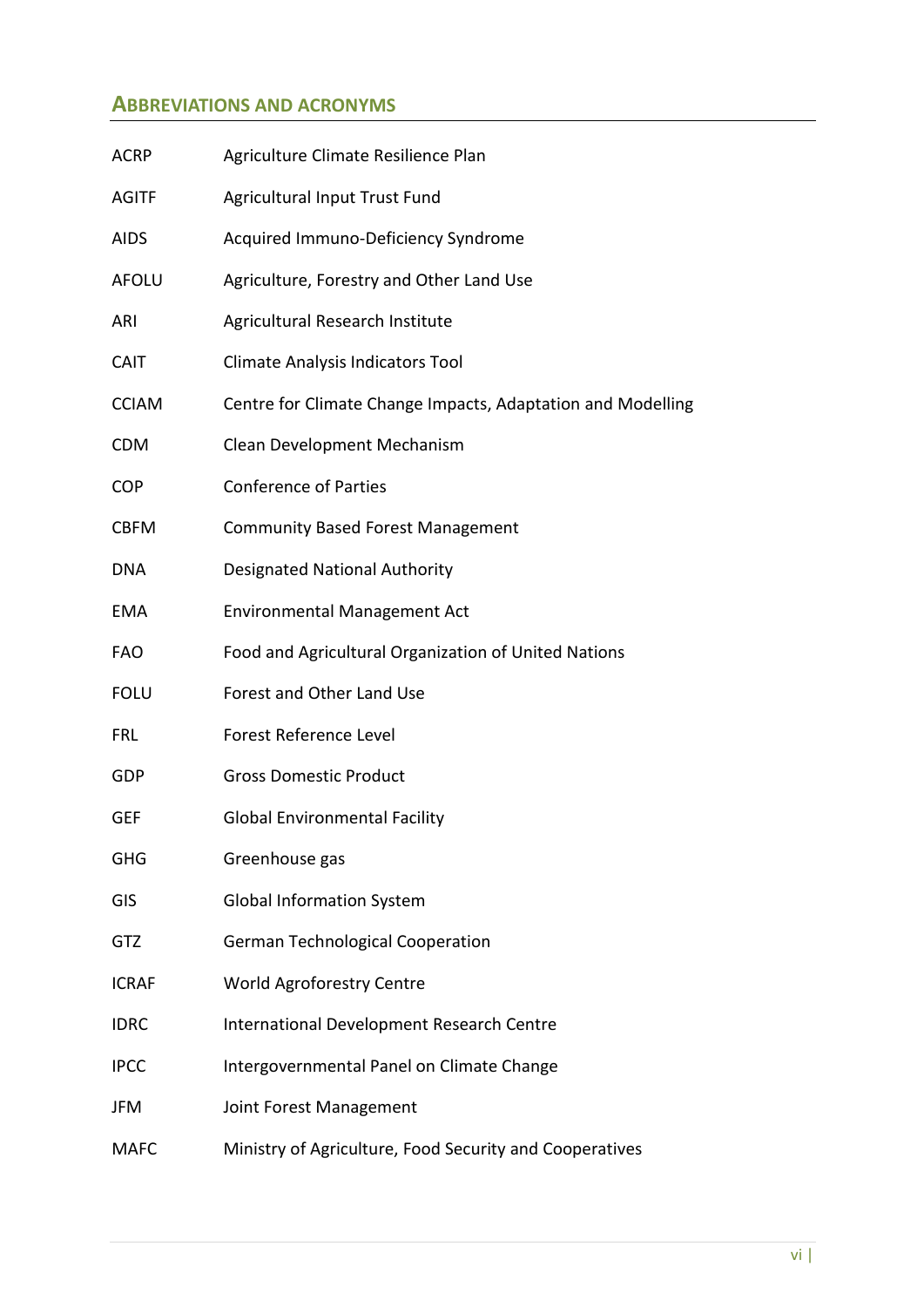## ABBREVIATIONS AND ACRONYMS

| | |
|---|---|
| ACRP | Agriculture Climate Resilience Plan |
| AGITF | Agricultural Input Trust Fund |
| AIDS | Acquired Immuno-Deficiency Syndrome |
| AFOLU | Agriculture, Forestry and Other Land Use |
| ARI | Agricultural Research Institute |
| CAIT | Climate Analysis Indicators Tool |
| CCIAM | Centre for Climate Change Impacts, Adaptation and Modelling |
| CDM | Clean Development Mechanism |
| COP | Conference of Parties |
| CBFM | Community Based Forest Management |
| DNA | Designated National Authority |
| EMA | Environmental Management Act |
| FAO | Food and Agricultural Organization of United Nations |
| FOLU | Forest and Other Land Use |
| FRL | Forest Reference Level |
| GDP | Gross Domestic Product |
| GEF | Global Environmental Facility |
| GHG | Greenhouse gas |
| GIS | Global Information System |
| GTZ | German Technological Cooperation |
| ICRAF | World Agroforestry Centre |
| IDRC | International Development Research Centre |
| IPCC | Intergovernmental Panel on Climate Change |
| JFM | Joint Forest Management |
| MAFC | Ministry of Agriculture, Food Security and Cooperatives |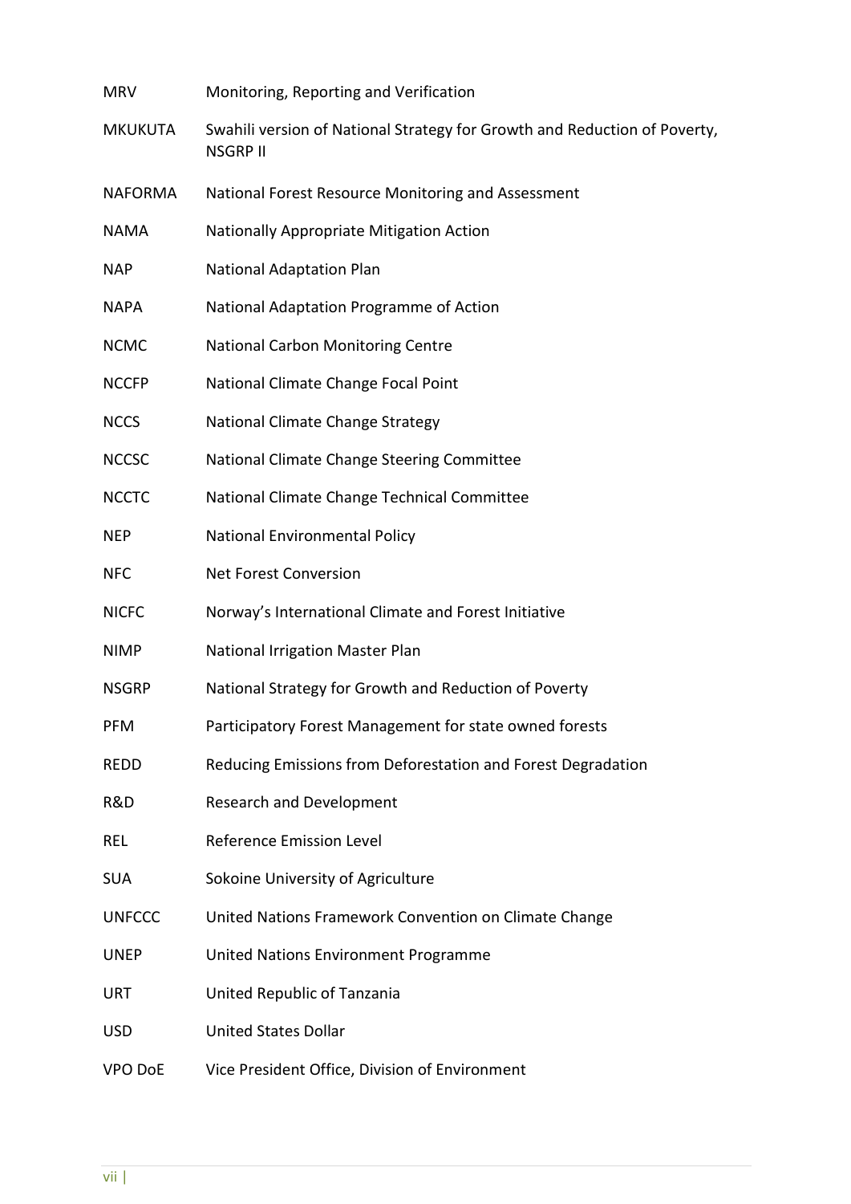| | |
|---|---|
| MRV | Monitoring, Reporting and Verification |
| MKUKUTA | Swahili version of National Strategy for Growth and Reduction of Poverty, NSGRP II |
| NAFORMA | National Forest Resource Monitoring and Assessment |
| NAMA | Nationally Appropriate Mitigation Action |
| NAP | National Adaptation Plan |
| NAPA | National Adaptation Programme of Action |
| NCMC | National Carbon Monitoring Centre |
| NCCFP | National Climate Change Focal Point |
| NCCS | National Climate Change Strategy |
| NCCSC | National Climate Change Steering Committee |
| NCCTC | National Climate Change Technical Committee |
| NEP | National Environmental Policy |
| NFC | Net Forest Conversion |
| NICFC | Norway's International Climate and Forest Initiative |
| NIMP | National Irrigation Master Plan |
| NSGRP | National Strategy for Growth and Reduction of Poverty |
| PFM | Participatory Forest Management for state owned forests |
| REDD | Reducing Emissions from Deforestation and Forest Degradation |
| R&D | Research and Development |
| REL | Reference Emission Level |
| SUA | Sokoine University of Agriculture |
| UNFCCC | United Nations Framework Convention on Climate Change |
| UNEP | United Nations Environment Programme |
| URT | United Republic of Tanzania |
| USD | United States Dollar |
| VPO DoE | Vice President Office, Division of Environment |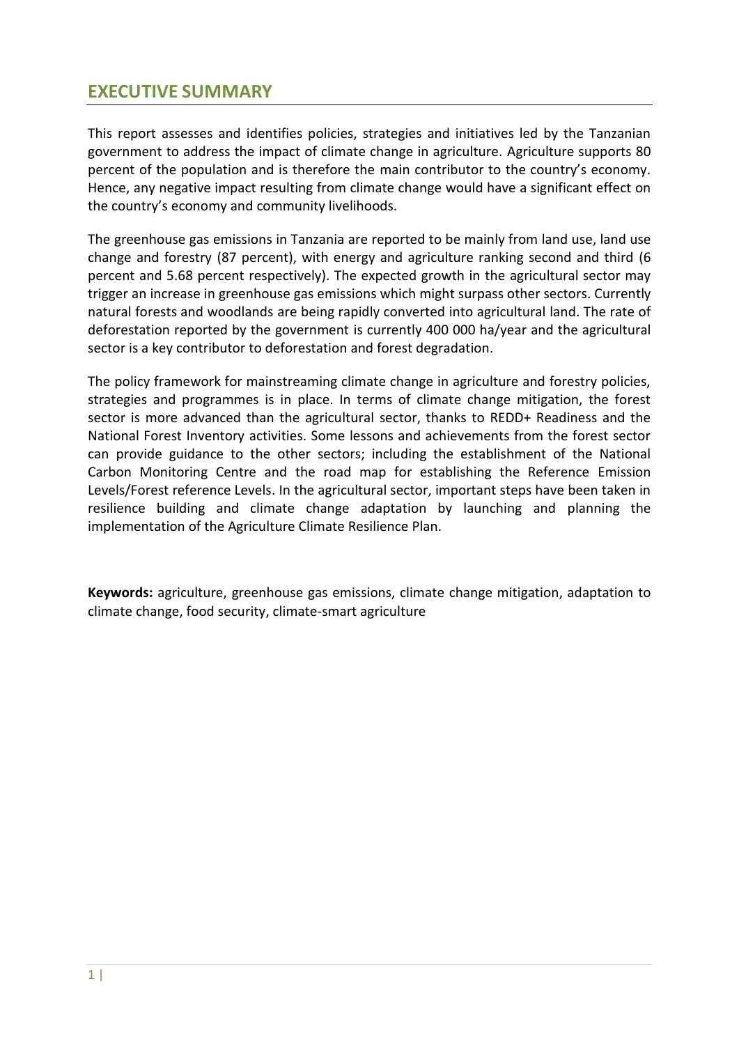## EXECUTIVE SUMMARY

This report assesses and identifies policies, strategies and initiatives led by the Tanzanian government to address the impact of climate change in agriculture. Agriculture supports 80 percent of the population and is therefore the main contributor to the country's economy. Hence, any negative impact resulting from climate change would have a significant effect on the country's economy and community livelihoods.

The greenhouse gas emissions in Tanzania are reported to be mainly from land use, land use change and forestry (87 percent), with energy and agriculture ranking second and third (6 percent and 5.68 percent respectively). The expected growth in the agricultural sector may trigger an increase in greenhouse gas emissions which might surpass other sectors. Currently natural forests and woodlands are being rapidly converted into agricultural land. The rate of deforestation reported by the government is currently 400 000 ha/year and the agricultural sector is a key contributor to deforestation and forest degradation.

The policy framework for mainstreaming climate change in agriculture and forestry policies, strategies and programmes is in place. In terms of climate change mitigation, the forest sector is more advanced than the agricultural sector, thanks to REDD+ Readiness and the National Forest Inventory activities. Some lessons and achievements from the forest sector can provide guidance to the other sectors; including the establishment of the National Carbon Monitoring Centre and the road map for establishing the Reference Emission Levels/Forest reference Levels. In the agricultural sector, important steps have been taken in resilience building and climate change adaptation by launching and planning the implementation of the Agriculture Climate Resilience Plan.

**Keywords:** agriculture, greenhouse gas emissions, climate change mitigation, adaptation to climate change, food security, climate-smart agriculture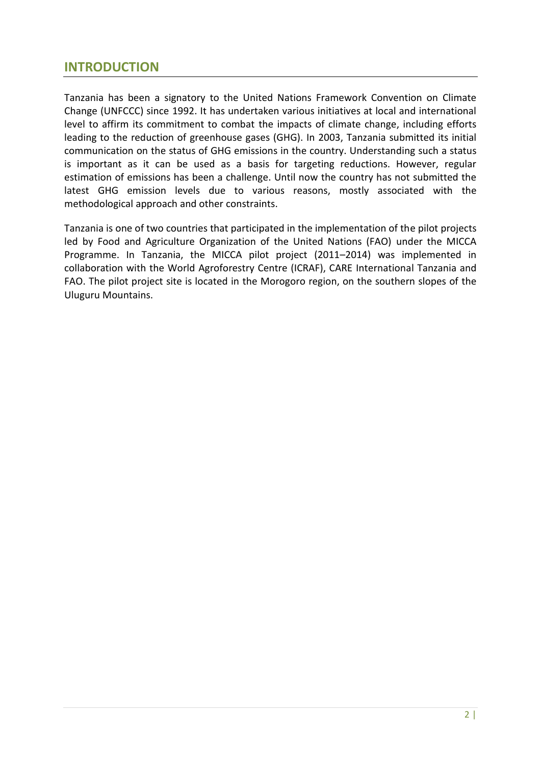## INTRODUCTION

Tanzania has been a signatory to the United Nations Framework Convention on Climate Change (UNFCCC) since 1992. It has undertaken various initiatives at local and international level to affirm its commitment to combat the impacts of climate change, including efforts leading to the reduction of greenhouse gases (GHG). In 2003, Tanzania submitted its initial communication on the status of GHG emissions in the country. Understanding such a status is important as it can be used as a basis for targeting reductions. However, regular estimation of emissions has been a challenge. Until now the country has not submitted the latest GHG emission levels due to various reasons, mostly associated with the methodological approach and other constraints.

Tanzania is one of two countries that participated in the implementation of the pilot projects led by Food and Agriculture Organization of the United Nations (FAO) under the MICCA Programme. In Tanzania, the MICCA pilot project (2011–2014) was implemented in collaboration with the World Agroforestry Centre (ICRAF), CARE International Tanzania and FAO. The pilot project site is located in the Morogoro region, on the southern slopes of the Uluguru Mountains.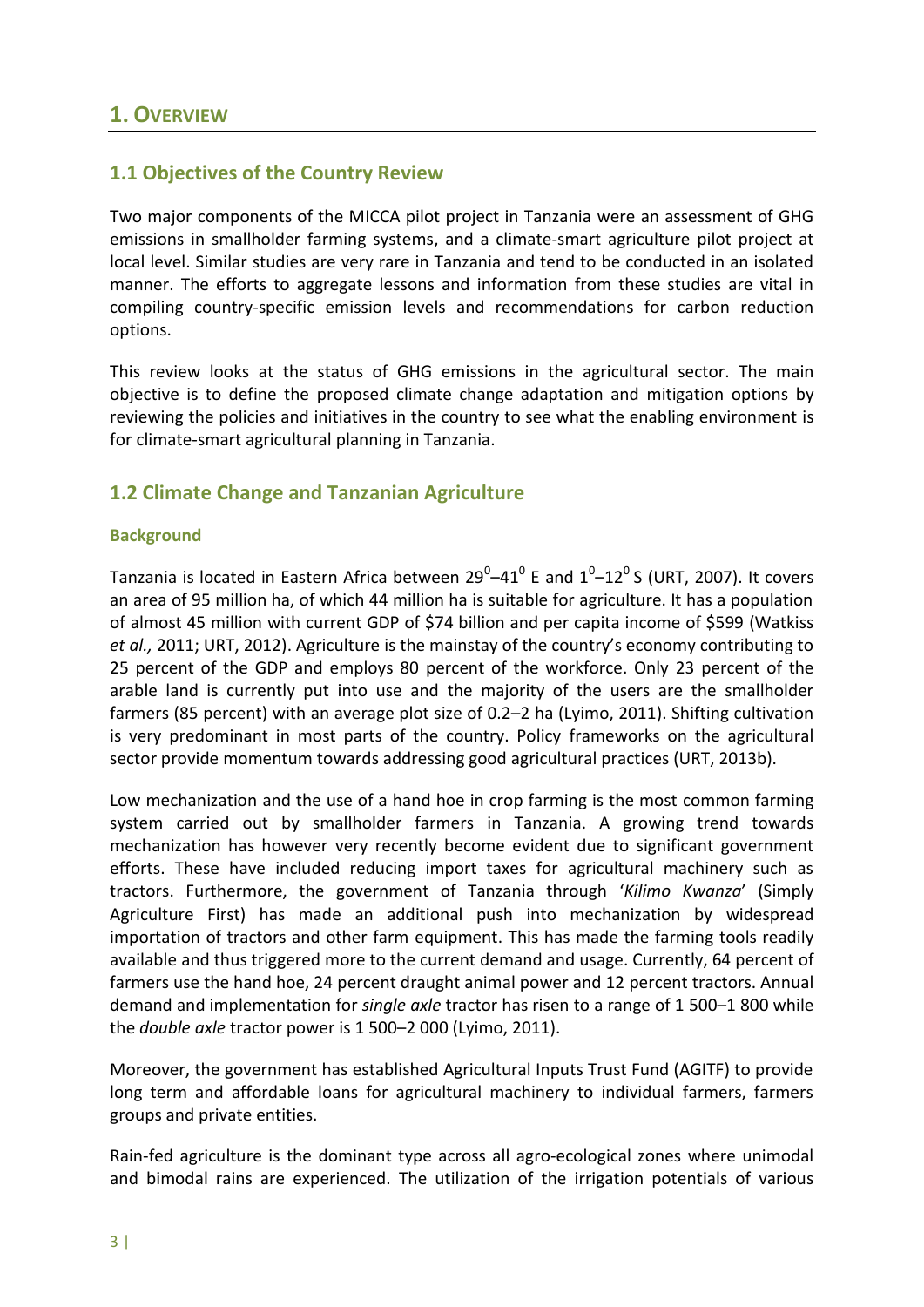# 1. Overview

## 1.1 Objectives of the Country Review

Two major components of the MICCA pilot project in Tanzania were an assessment of GHG emissions in smallholder farming systems, and a climate-smart agriculture pilot project at local level. Similar studies are very rare in Tanzania and tend to be conducted in an isolated manner. The efforts to aggregate lessons and information from these studies are vital in compiling country-specific emission levels and recommendations for carbon reduction options.

This review looks at the status of GHG emissions in the agricultural sector. The main objective is to define the proposed climate change adaptation and mitigation options by reviewing the policies and initiatives in the country to see what the enabling environment is for climate-smart agricultural planning in Tanzania.

## 1.2 Climate Change and Tanzanian Agriculture

### Background

Tanzania is located in Eastern Africa between $29^0$–$41^0$ E and $1^0$–$12^0$ S (URT, 2007). It covers an area of 95 million ha, of which 44 million ha is suitable for agriculture. It has a population of almost 45 million with current GDP of $74 billion and per capita income of $599 (Watkiss *et al.,* 2011; URT, 2012). Agriculture is the mainstay of the country's economy contributing to 25 percent of the GDP and employs 80 percent of the workforce. Only 23 percent of the arable land is currently put into use and the majority of the users are the smallholder farmers (85 percent) with an average plot size of 0.2–2 ha (Lyimo, 2011). Shifting cultivation is very predominant in most parts of the country. Policy frameworks on the agricultural sector provide momentum towards addressing good agricultural practices (URT, 2013b).

Low mechanization and the use of a hand hoe in crop farming is the most common farming system carried out by smallholder farmers in Tanzania. A growing trend towards mechanization has however very recently become evident due to significant government efforts. These have included reducing import taxes for agricultural machinery such as tractors. Furthermore, the government of Tanzania through '*Kilimo Kwanza*' (Simply Agriculture First) has made an additional push into mechanization by widespread importation of tractors and other farm equipment. This has made the farming tools readily available and thus triggered more to the current demand and usage. Currently, 64 percent of farmers use the hand hoe, 24 percent draught animal power and 12 percent tractors. Annual demand and implementation for *single axle* tractor has risen to a range of 1 500–1 800 while the *double axle* tractor power is 1 500–2 000 (Lyimo, 2011).

Moreover, the government has established Agricultural Inputs Trust Fund (AGITF) to provide long term and affordable loans for agricultural machinery to individual farmers, farmers groups and private entities.

Rain-fed agriculture is the dominant type across all agro-ecological zones where unimodal and bimodal rains are experienced. The utilization of the irrigation potentials of various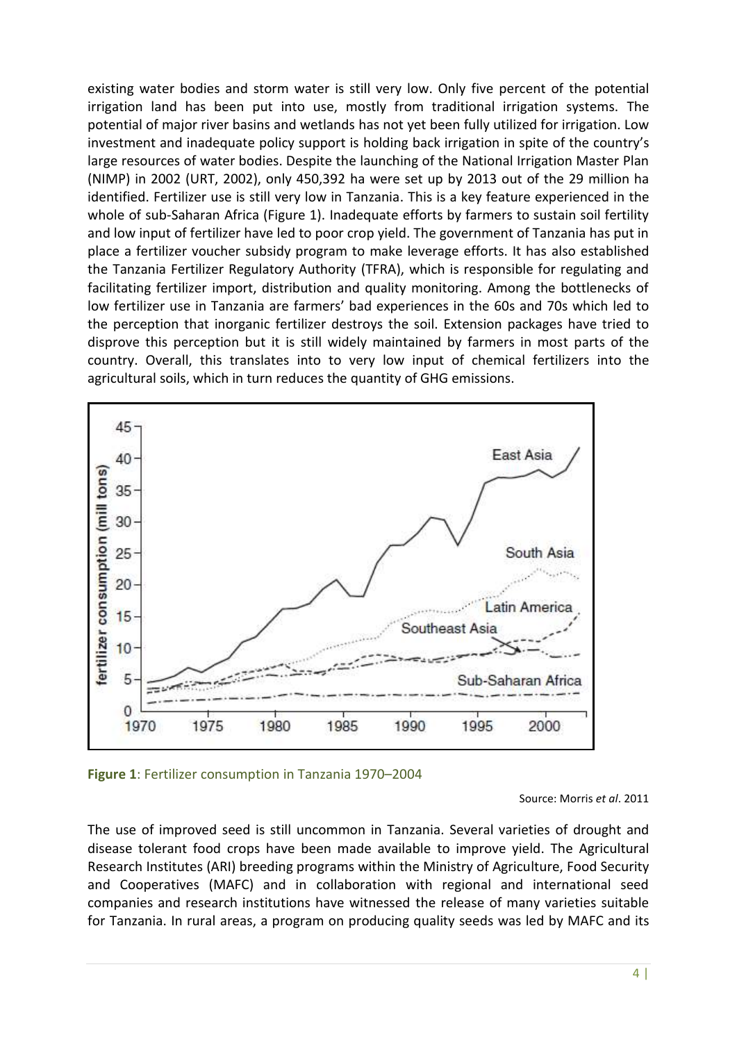existing water bodies and storm water is still very low. Only five percent of the potential irrigation land has been put into use, mostly from traditional irrigation systems. The potential of major river basins and wetlands has not yet been fully utilized for irrigation. Low investment and inadequate policy support is holding back irrigation in spite of the country's large resources of water bodies. Despite the launching of the National Irrigation Master Plan (NIMP) in 2002 (URT, 2002), only 450,392 ha were set up by 2013 out of the 29 million ha identified. Fertilizer use is still very low in Tanzania. This is a key feature experienced in the whole of sub-Saharan Africa (Figure 1). Inadequate efforts by farmers to sustain soil fertility and low input of fertilizer have led to poor crop yield. The government of Tanzania has put in place a fertilizer voucher subsidy program to make leverage efforts. It has also established the Tanzania Fertilizer Regulatory Authority (TFRA), which is responsible for regulating and facilitating fertilizer import, distribution and quality monitoring. Among the bottlenecks of low fertilizer use in Tanzania are farmers' bad experiences in the 60s and 70s which led to the perception that inorganic fertilizer destroys the soil. Extension packages have tried to disprove this perception but it is still widely maintained by farmers in most parts of the country. Overall, this translates into to very low input of chemical fertilizers into the agricultural soils, which in turn reduces the quantity of GHG emissions.

**Figure 1**: Fertilizer consumption in Tanzania 1970–2004

Source: Morris *et al*. 2011

The use of improved seed is still uncommon in Tanzania. Several varieties of drought and disease tolerant food crops have been made available to improve yield. The Agricultural Research Institutes (ARI) breeding programs within the Ministry of Agriculture, Food Security and Cooperatives (MAFC) and in collaboration with regional and international seed companies and research institutions have witnessed the release of many varieties suitable for Tanzania. In rural areas, a program on producing quality seeds was led by MAFC and its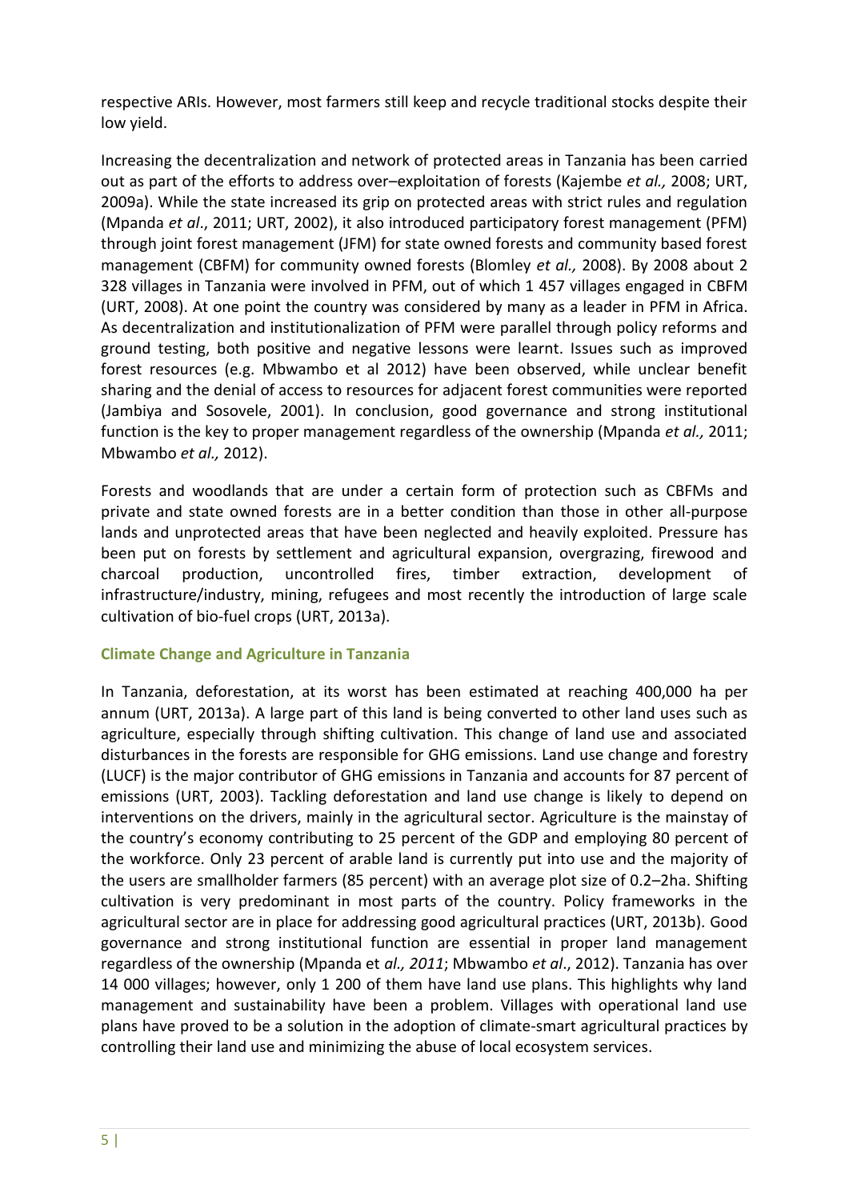respective ARIs. However, most farmers still keep and recycle traditional stocks despite their low yield.

Increasing the decentralization and network of protected areas in Tanzania has been carried out as part of the efforts to address over–exploitation of forests (Kajembe *et al.,* 2008; URT, 2009a). While the state increased its grip on protected areas with strict rules and regulation (Mpanda *et al*., 2011; URT, 2002), it also introduced participatory forest management (PFM) through joint forest management (JFM) for state owned forests and community based forest management (CBFM) for community owned forests (Blomley *et al.,* 2008). By 2008 about 2 328 villages in Tanzania were involved in PFM, out of which 1 457 villages engaged in CBFM (URT, 2008). At one point the country was considered by many as a leader in PFM in Africa. As decentralization and institutionalization of PFM were parallel through policy reforms and ground testing, both positive and negative lessons were learnt. Issues such as improved forest resources (e.g. Mbwambo et al 2012) have been observed, while unclear benefit sharing and the denial of access to resources for adjacent forest communities were reported (Jambiya and Sosovele, 2001). In conclusion, good governance and strong institutional function is the key to proper management regardless of the ownership (Mpanda *et al.,* 2011; Mbwambo *et al.,* 2012).

Forests and woodlands that are under a certain form of protection such as CBFMs and private and state owned forests are in a better condition than those in other all-purpose lands and unprotected areas that have been neglected and heavily exploited. Pressure has been put on forests by settlement and agricultural expansion, overgrazing, firewood and charcoal production, uncontrolled fires, timber extraction, development of infrastructure/industry, mining, refugees and most recently the introduction of large scale cultivation of bio-fuel crops (URT, 2013a).

## Climate Change and Agriculture in Tanzania

In Tanzania, deforestation, at its worst has been estimated at reaching 400,000 ha per annum (URT, 2013a). A large part of this land is being converted to other land uses such as agriculture, especially through shifting cultivation. This change of land use and associated disturbances in the forests are responsible for GHG emissions. Land use change and forestry (LUCF) is the major contributor of GHG emissions in Tanzania and accounts for 87 percent of emissions (URT, 2003). Tackling deforestation and land use change is likely to depend on interventions on the drivers, mainly in the agricultural sector. Agriculture is the mainstay of the country's economy contributing to 25 percent of the GDP and employing 80 percent of the workforce. Only 23 percent of arable land is currently put into use and the majority of the users are smallholder farmers (85 percent) with an average plot size of 0.2–2ha. Shifting cultivation is very predominant in most parts of the country. Policy frameworks in the agricultural sector are in place for addressing good agricultural practices (URT, 2013b). Good governance and strong institutional function are essential in proper land management regardless of the ownership (Mpanda et *al., 2011*; Mbwambo *et al*., 2012). Tanzania has over 14 000 villages; however, only 1 200 of them have land use plans. This highlights why land management and sustainability have been a problem. Villages with operational land use plans have proved to be a solution in the adoption of climate-smart agricultural practices by controlling their land use and minimizing the abuse of local ecosystem services.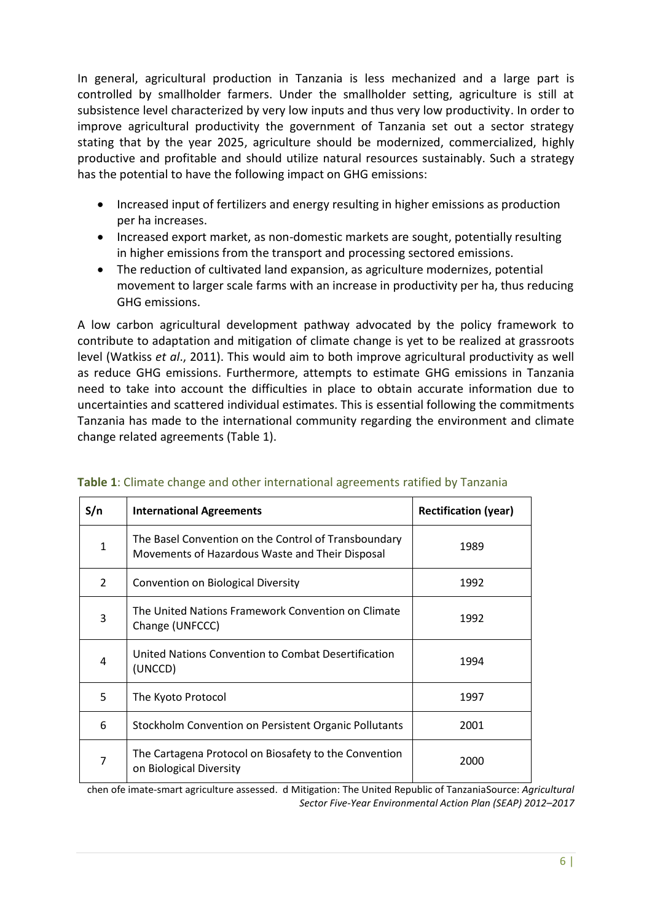In general, agricultural production in Tanzania is less mechanized and a large part is controlled by smallholder farmers. Under the smallholder setting, agriculture is still at subsistence level characterized by very low inputs and thus very low productivity. In order to improve agricultural productivity the government of Tanzania set out a sector strategy stating that by the year 2025, agriculture should be modernized, commercialized, highly productive and profitable and should utilize natural resources sustainably. Such a strategy has the potential to have the following impact on GHG emissions:

- Increased input of fertilizers and energy resulting in higher emissions as production per ha increases.
- Increased export market, as non-domestic markets are sought, potentially resulting in higher emissions from the transport and processing sectored emissions.
- The reduction of cultivated land expansion, as agriculture modernizes, potential movement to larger scale farms with an increase in productivity per ha, thus reducing GHG emissions.

A low carbon agricultural development pathway advocated by the policy framework to contribute to adaptation and mitigation of climate change is yet to be realized at grassroots level (Watkiss *et al*., 2011). This would aim to both improve agricultural productivity as well as reduce GHG emissions. Furthermore, attempts to estimate GHG emissions in Tanzania need to take into account the difficulties in place to obtain accurate information due to uncertainties and scattered individual estimates. This is essential following the commitments Tanzania has made to the international community regarding the environment and climate change related agreements (Table 1).

**Table 1**: Climate change and other international agreements ratified by Tanzania

| S/n | International Agreements | Rectification (year) |
|---|---|---|
| 1 | The Basel Convention on the Control of Transboundary Movements of Hazardous Waste and Their Disposal | 1989 |
| 2 | Convention on Biological Diversity | 1992 |
| 3 | The United Nations Framework Convention on Climate Change (UNFCCC) | 1992 |
| 4 | United Nations Convention to Combat Desertification (UNCCD) | 1994 |
| 5 | The Kyoto Protocol | 1997 |
| 6 | Stockholm Convention on Persistent Organic Pollutants | 2001 |
| 7 | The Cartagena Protocol on Biosafety to the Convention on Biological Diversity | 2000 |

chen ofe imate-smart agriculture assessed. d Mitigation: The United Republic of TanzaniaSource: *Agricultural Sector Five-Year Environmental Action Plan (SEAP) 2012–2017*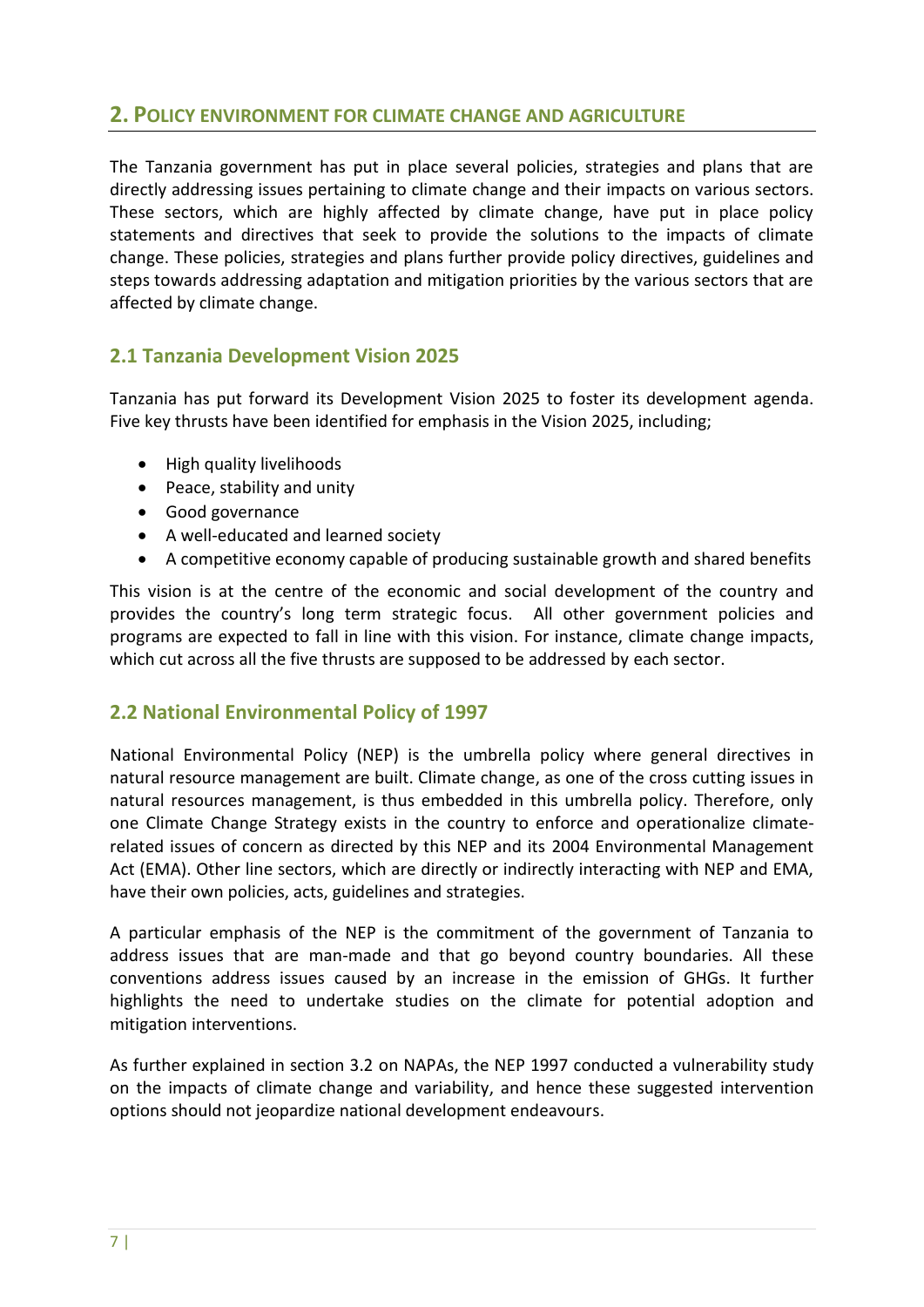## 2. Policy environment for climate change and agriculture

The Tanzania government has put in place several policies, strategies and plans that are directly addressing issues pertaining to climate change and their impacts on various sectors. These sectors, which are highly affected by climate change, have put in place policy statements and directives that seek to provide the solutions to the impacts of climate change. These policies, strategies and plans further provide policy directives, guidelines and steps towards addressing adaptation and mitigation priorities by the various sectors that are affected by climate change.

### 2.1 Tanzania Development Vision 2025

Tanzania has put forward its Development Vision 2025 to foster its development agenda. Five key thrusts have been identified for emphasis in the Vision 2025, including;

- High quality livelihoods
- Peace, stability and unity
- Good governance
- A well-educated and learned society
- A competitive economy capable of producing sustainable growth and shared benefits

This vision is at the centre of the economic and social development of the country and provides the country's long term strategic focus. All other government policies and programs are expected to fall in line with this vision. For instance, climate change impacts, which cut across all the five thrusts are supposed to be addressed by each sector.

### 2.2 National Environmental Policy of 1997

National Environmental Policy (NEP) is the umbrella policy where general directives in natural resource management are built. Climate change, as one of the cross cutting issues in natural resources management, is thus embedded in this umbrella policy. Therefore, only one Climate Change Strategy exists in the country to enforce and operationalize climate-related issues of concern as directed by this NEP and its 2004 Environmental Management Act (EMA). Other line sectors, which are directly or indirectly interacting with NEP and EMA, have their own policies, acts, guidelines and strategies.

A particular emphasis of the NEP is the commitment of the government of Tanzania to address issues that are man-made and that go beyond country boundaries. All these conventions address issues caused by an increase in the emission of GHGs. It further highlights the need to undertake studies on the climate for potential adoption and mitigation interventions.

As further explained in section 3.2 on NAPAs, the NEP 1997 conducted a vulnerability study on the impacts of climate change and variability, and hence these suggested intervention options should not jeopardize national development endeavours.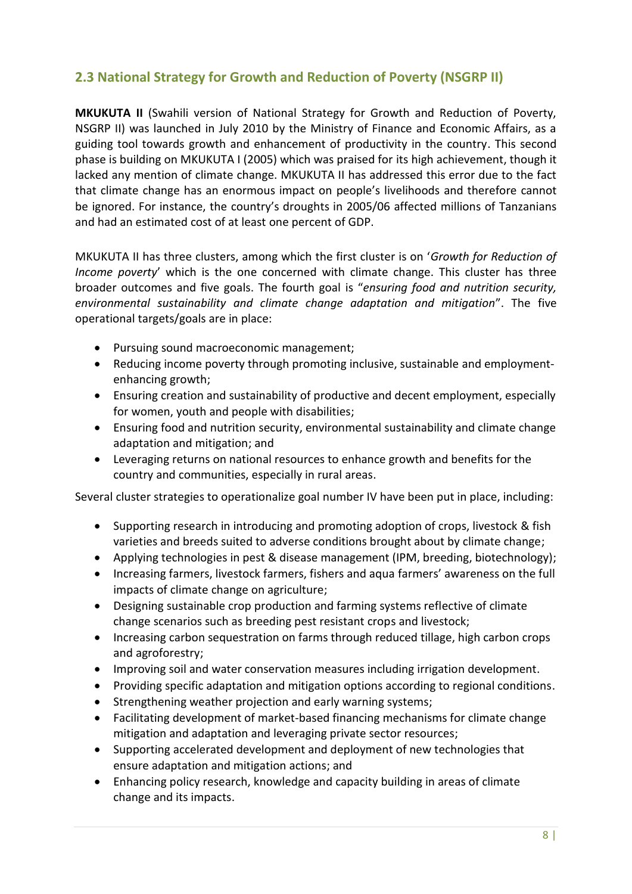## 2.3 National Strategy for Growth and Reduction of Poverty (NSGRP II)

**MKUKUTA II** (Swahili version of National Strategy for Growth and Reduction of Poverty, NSGRP II) was launched in July 2010 by the Ministry of Finance and Economic Affairs, as a guiding tool towards growth and enhancement of productivity in the country. This second phase is building on MKUKUTA I (2005) which was praised for its high achievement, though it lacked any mention of climate change. MKUKUTA II has addressed this error due to the fact that climate change has an enormous impact on people's livelihoods and therefore cannot be ignored. For instance, the country's droughts in 2005/06 affected millions of Tanzanians and had an estimated cost of at least one percent of GDP.

MKUKUTA II has three clusters, among which the first cluster is on '*Growth for Reduction of Income poverty*' which is the one concerned with climate change. This cluster has three broader outcomes and five goals. The fourth goal is "*ensuring food and nutrition security, environmental sustainability and climate change adaptation and mitigation*". The five operational targets/goals are in place:

- Pursuing sound macroeconomic management;
- Reducing income poverty through promoting inclusive, sustainable and employment-enhancing growth;
- Ensuring creation and sustainability of productive and decent employment, especially for women, youth and people with disabilities;
- Ensuring food and nutrition security, environmental sustainability and climate change adaptation and mitigation; and
- Leveraging returns on national resources to enhance growth and benefits for the country and communities, especially in rural areas.

Several cluster strategies to operationalize goal number IV have been put in place, including:

- Supporting research in introducing and promoting adoption of crops, livestock & fish varieties and breeds suited to adverse conditions brought about by climate change;
- Applying technologies in pest & disease management (IPM, breeding, biotechnology);
- Increasing farmers, livestock farmers, fishers and aqua farmers' awareness on the full impacts of climate change on agriculture;
- Designing sustainable crop production and farming systems reflective of climate change scenarios such as breeding pest resistant crops and livestock;
- Increasing carbon sequestration on farms through reduced tillage, high carbon crops and agroforestry;
- Improving soil and water conservation measures including irrigation development.
- Providing specific adaptation and mitigation options according to regional conditions.
- Strengthening weather projection and early warning systems;
- Facilitating development of market-based financing mechanisms for climate change mitigation and adaptation and leveraging private sector resources;
- Supporting accelerated development and deployment of new technologies that ensure adaptation and mitigation actions; and
- Enhancing policy research, knowledge and capacity building in areas of climate change and its impacts.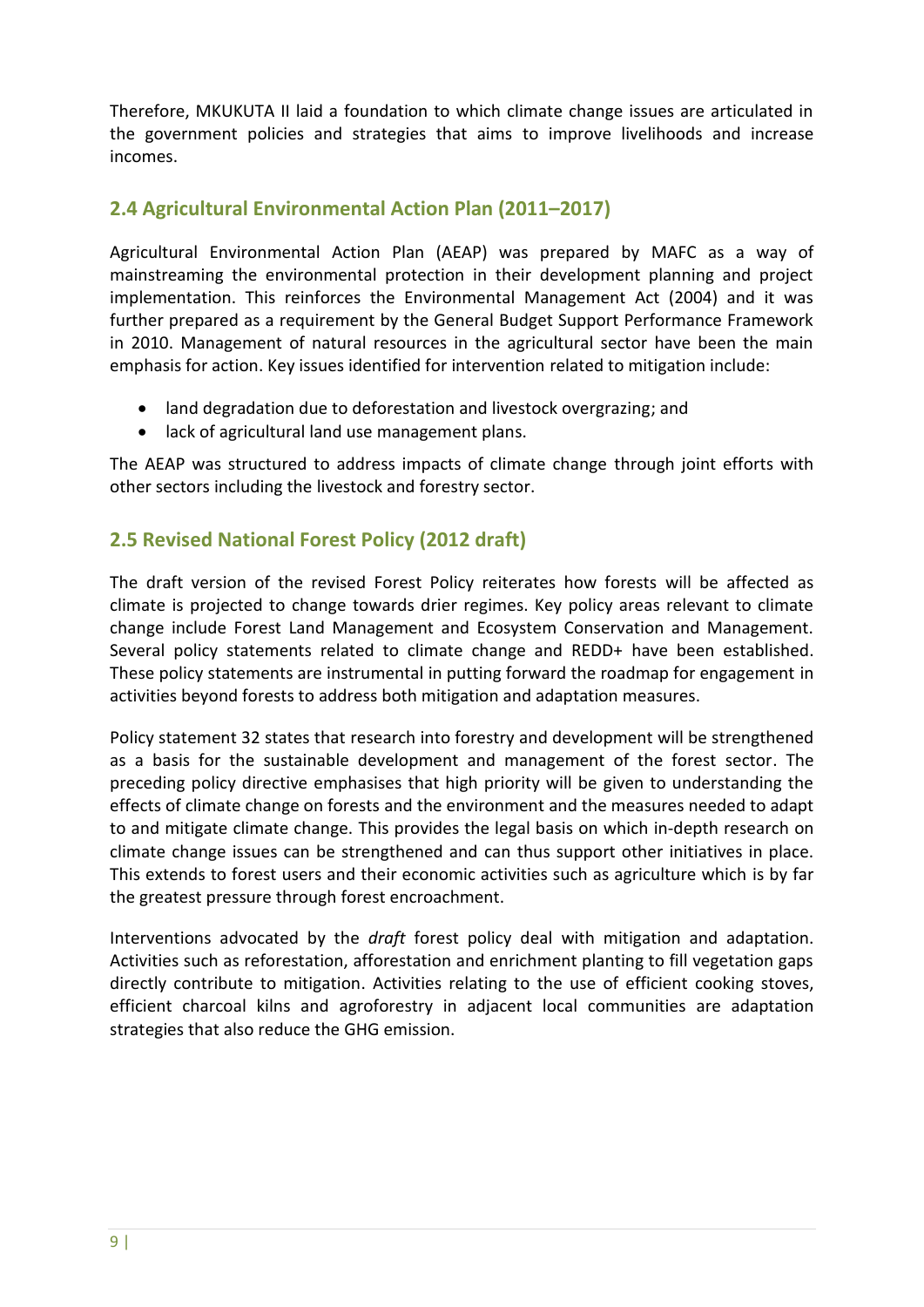Therefore, MKUKUTA II laid a foundation to which climate change issues are articulated in the government policies and strategies that aims to improve livelihoods and increase incomes.

## 2.4 Agricultural Environmental Action Plan (2011–2017)

Agricultural Environmental Action Plan (AEAP) was prepared by MAFC as a way of mainstreaming the environmental protection in their development planning and project implementation. This reinforces the Environmental Management Act (2004) and it was further prepared as a requirement by the General Budget Support Performance Framework in 2010. Management of natural resources in the agricultural sector have been the main emphasis for action. Key issues identified for intervention related to mitigation include:

- land degradation due to deforestation and livestock overgrazing; and
- lack of agricultural land use management plans.

The AEAP was structured to address impacts of climate change through joint efforts with other sectors including the livestock and forestry sector.

## 2.5 Revised National Forest Policy (2012 draft)

The draft version of the revised Forest Policy reiterates how forests will be affected as climate is projected to change towards drier regimes. Key policy areas relevant to climate change include Forest Land Management and Ecosystem Conservation and Management. Several policy statements related to climate change and REDD+ have been established. These policy statements are instrumental in putting forward the roadmap for engagement in activities beyond forests to address both mitigation and adaptation measures.

Policy statement 32 states that research into forestry and development will be strengthened as a basis for the sustainable development and management of the forest sector. The preceding policy directive emphasises that high priority will be given to understanding the effects of climate change on forests and the environment and the measures needed to adapt to and mitigate climate change. This provides the legal basis on which in-depth research on climate change issues can be strengthened and can thus support other initiatives in place. This extends to forest users and their economic activities such as agriculture which is by far the greatest pressure through forest encroachment.

Interventions advocated by the *draft* forest policy deal with mitigation and adaptation. Activities such as reforestation, afforestation and enrichment planting to fill vegetation gaps directly contribute to mitigation. Activities relating to the use of efficient cooking stoves, efficient charcoal kilns and agroforestry in adjacent local communities are adaptation strategies that also reduce the GHG emission.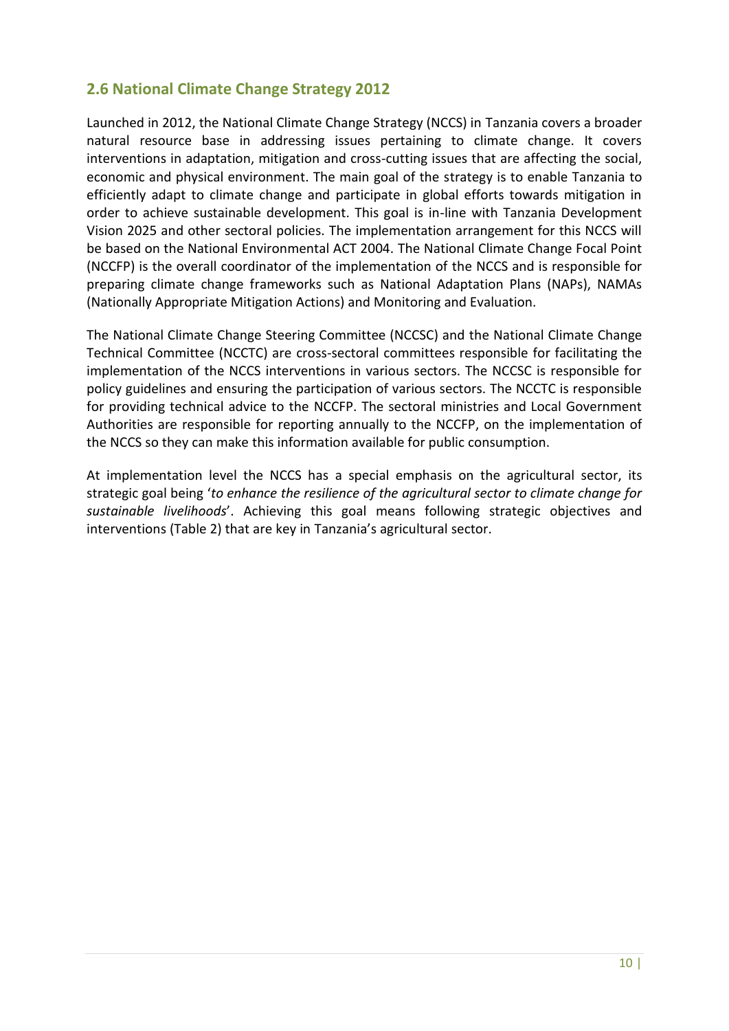## 2.6 National Climate Change Strategy 2012

Launched in 2012, the National Climate Change Strategy (NCCS) in Tanzania covers a broader natural resource base in addressing issues pertaining to climate change. It covers interventions in adaptation, mitigation and cross-cutting issues that are affecting the social, economic and physical environment. The main goal of the strategy is to enable Tanzania to efficiently adapt to climate change and participate in global efforts towards mitigation in order to achieve sustainable development. This goal is in-line with Tanzania Development Vision 2025 and other sectoral policies. The implementation arrangement for this NCCS will be based on the National Environmental ACT 2004. The National Climate Change Focal Point (NCCFP) is the overall coordinator of the implementation of the NCCS and is responsible for preparing climate change frameworks such as National Adaptation Plans (NAPs), NAMAs (Nationally Appropriate Mitigation Actions) and Monitoring and Evaluation.

The National Climate Change Steering Committee (NCCSC) and the National Climate Change Technical Committee (NCCTC) are cross-sectoral committees responsible for facilitating the implementation of the NCCS interventions in various sectors. The NCCSC is responsible for policy guidelines and ensuring the participation of various sectors. The NCCTC is responsible for providing technical advice to the NCCFP. The sectoral ministries and Local Government Authorities are responsible for reporting annually to the NCCFP, on the implementation of the NCCS so they can make this information available for public consumption.

At implementation level the NCCS has a special emphasis on the agricultural sector, its strategic goal being '*to enhance the resilience of the agricultural sector to climate change for sustainable livelihoods*'. Achieving this goal means following strategic objectives and interventions (Table 2) that are key in Tanzania's agricultural sector.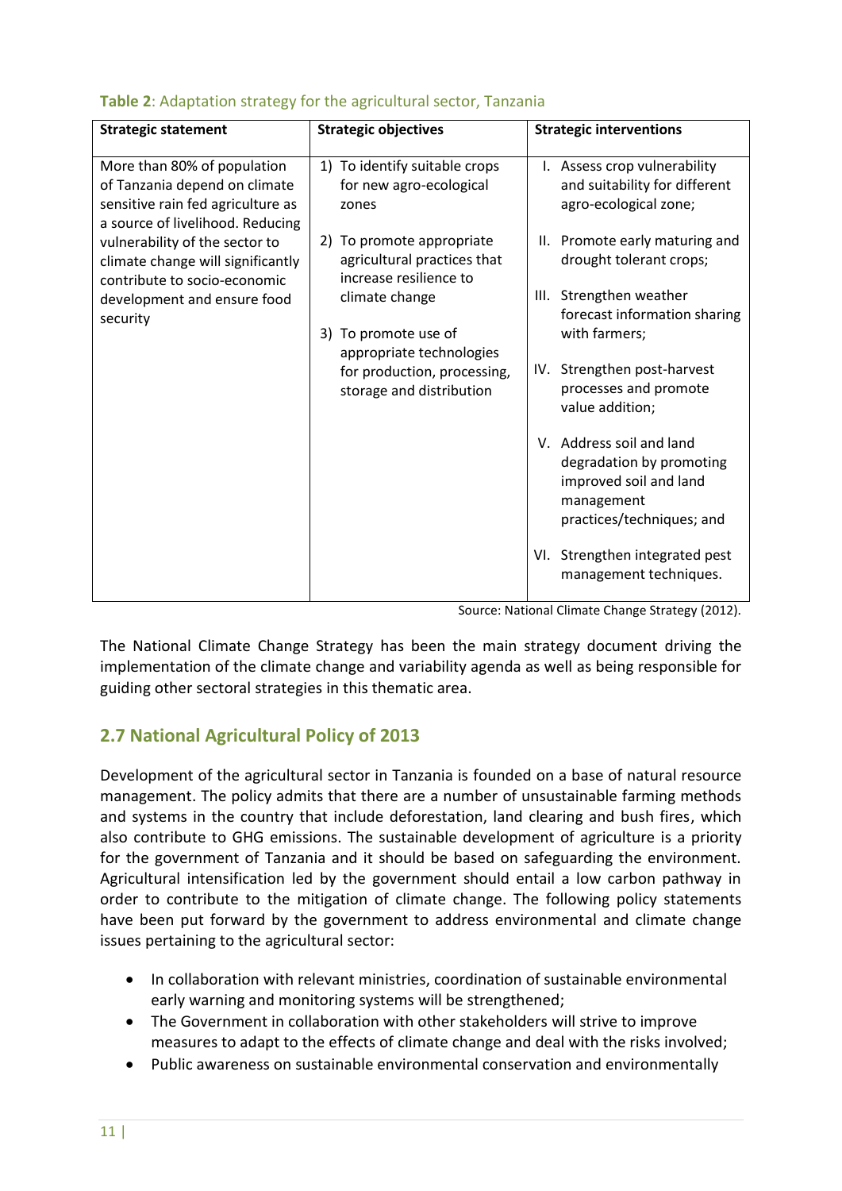**Table 2**: Adaptation strategy for the agricultural sector, Tanzania

| Strategic statement | Strategic objectives | Strategic interventions |
|---|---|---|
| More than 80% of population of Tanzania depend on climate sensitive rain fed agriculture as a source of livelihood. Reducing vulnerability of the sector to climate change will significantly contribute to socio-economic development and ensure food security | 1) To identify suitable crops for new agro-ecological zones<br>2) To promote appropriate agricultural practices that increase resilience to climate change<br>3) To promote use of appropriate technologies for production, processing, storage and distribution | I. Assess crop vulnerability and suitability for different agro-ecological zone;<br>II. Promote early maturing and drought tolerant crops;<br>III. Strengthen weather forecast information sharing with farmers;<br>IV. Strengthen post-harvest processes and promote value addition;<br>V. Address soil and land degradation by promoting improved soil and land management practices/techniques; and<br>VI. Strengthen integrated pest management techniques. |

Source: National Climate Change Strategy (2012).

The National Climate Change Strategy has been the main strategy document driving the implementation of the climate change and variability agenda as well as being responsible for guiding other sectoral strategies in this thematic area.

## 2.7 National Agricultural Policy of 2013

Development of the agricultural sector in Tanzania is founded on a base of natural resource management. The policy admits that there are a number of unsustainable farming methods and systems in the country that include deforestation, land clearing and bush fires, which also contribute to GHG emissions. The sustainable development of agriculture is a priority for the government of Tanzania and it should be based on safeguarding the environment. Agricultural intensification led by the government should entail a low carbon pathway in order to contribute to the mitigation of climate change. The following policy statements have been put forward by the government to address environmental and climate change issues pertaining to the agricultural sector:

- In collaboration with relevant ministries, coordination of sustainable environmental early warning and monitoring systems will be strengthened;
- The Government in collaboration with other stakeholders will strive to improve measures to adapt to the effects of climate change and deal with the risks involved;
- Public awareness on sustainable environmental conservation and environmentally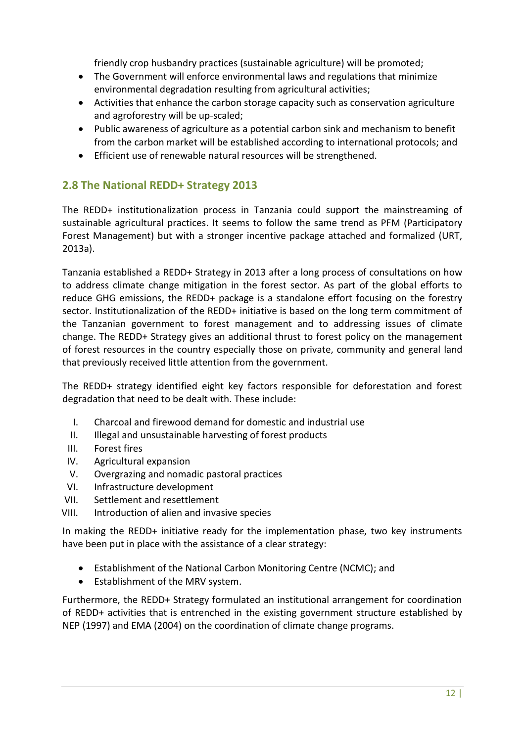friendly crop husbandry practices (sustainable agriculture) will be promoted;

- The Government will enforce environmental laws and regulations that minimize environmental degradation resulting from agricultural activities;
- Activities that enhance the carbon storage capacity such as conservation agriculture and agroforestry will be up-scaled;
- Public awareness of agriculture as a potential carbon sink and mechanism to benefit from the carbon market will be established according to international protocols; and
- Efficient use of renewable natural resources will be strengthened.

## 2.8 The National REDD+ Strategy 2013

The REDD+ institutionalization process in Tanzania could support the mainstreaming of sustainable agricultural practices. It seems to follow the same trend as PFM (Participatory Forest Management) but with a stronger incentive package attached and formalized (URT, 2013a).

Tanzania established a REDD+ Strategy in 2013 after a long process of consultations on how to address climate change mitigation in the forest sector. As part of the global efforts to reduce GHG emissions, the REDD+ package is a standalone effort focusing on the forestry sector. Institutionalization of the REDD+ initiative is based on the long term commitment of the Tanzanian government to forest management and to addressing issues of climate change. The REDD+ Strategy gives an additional thrust to forest policy on the management of forest resources in the country especially those on private, community and general land that previously received little attention from the government.

The REDD+ strategy identified eight key factors responsible for deforestation and forest degradation that need to be dealt with. These include:

I. Charcoal and firewood demand for domestic and industrial use
II. Illegal and unsustainable harvesting of forest products
III. Forest fires
IV. Agricultural expansion
V. Overgrazing and nomadic pastoral practices
VI. Infrastructure development
VII. Settlement and resettlement
VIII. Introduction of alien and invasive species

In making the REDD+ initiative ready for the implementation phase, two key instruments have been put in place with the assistance of a clear strategy:

- Establishment of the National Carbon Monitoring Centre (NCMC); and
- Establishment of the MRV system.

Furthermore, the REDD+ Strategy formulated an institutional arrangement for coordination of REDD+ activities that is entrenched in the existing government structure established by NEP (1997) and EMA (2004) on the coordination of climate change programs.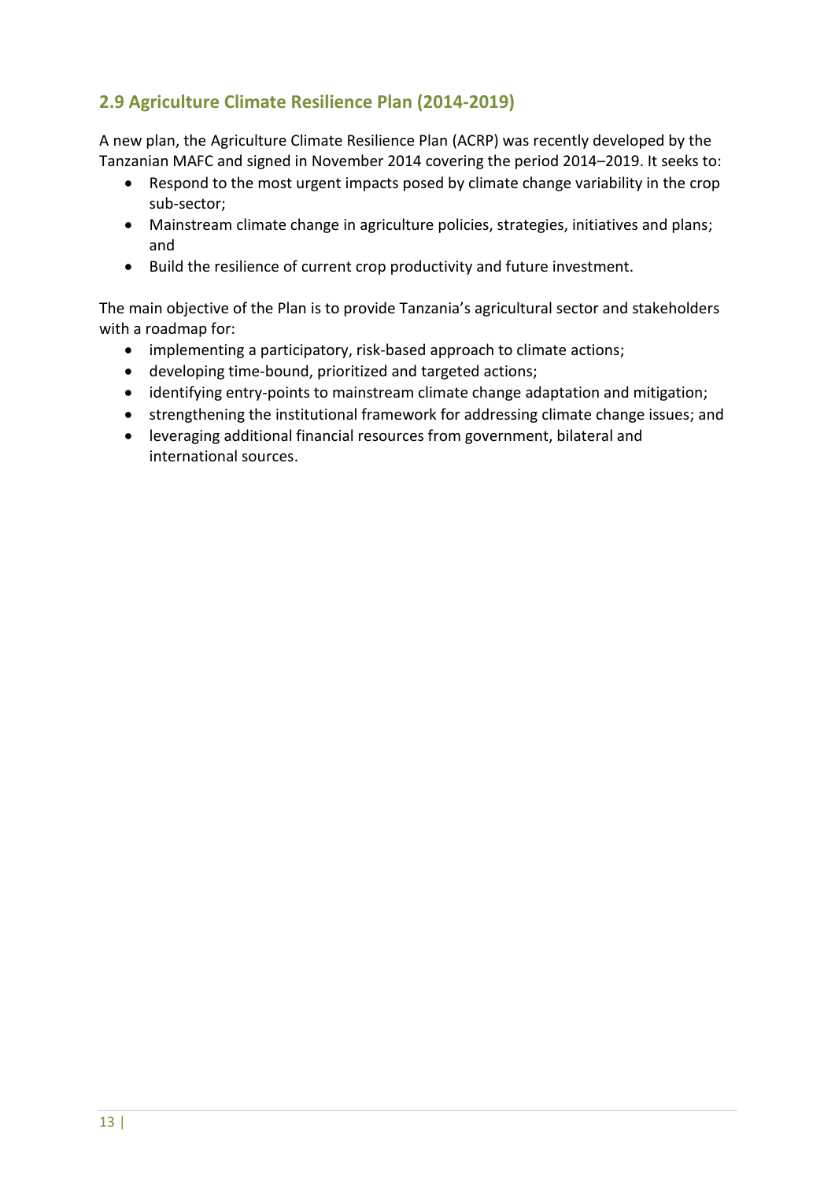## 2.9 Agriculture Climate Resilience Plan (2014-2019)

A new plan, the Agriculture Climate Resilience Plan (ACRP) was recently developed by the Tanzanian MAFC and signed in November 2014 covering the period 2014–2019. It seeks to:

- Respond to the most urgent impacts posed by climate change variability in the crop sub-sector;
- Mainstream climate change in agriculture policies, strategies, initiatives and plans; and
- Build the resilience of current crop productivity and future investment.

The main objective of the Plan is to provide Tanzania's agricultural sector and stakeholders with a roadmap for:

- implementing a participatory, risk-based approach to climate actions;
- developing time-bound, prioritized and targeted actions;
- identifying entry-points to mainstream climate change adaptation and mitigation;
- strengthening the institutional framework for addressing climate change issues; and
- leveraging additional financial resources from government, bilateral and international sources.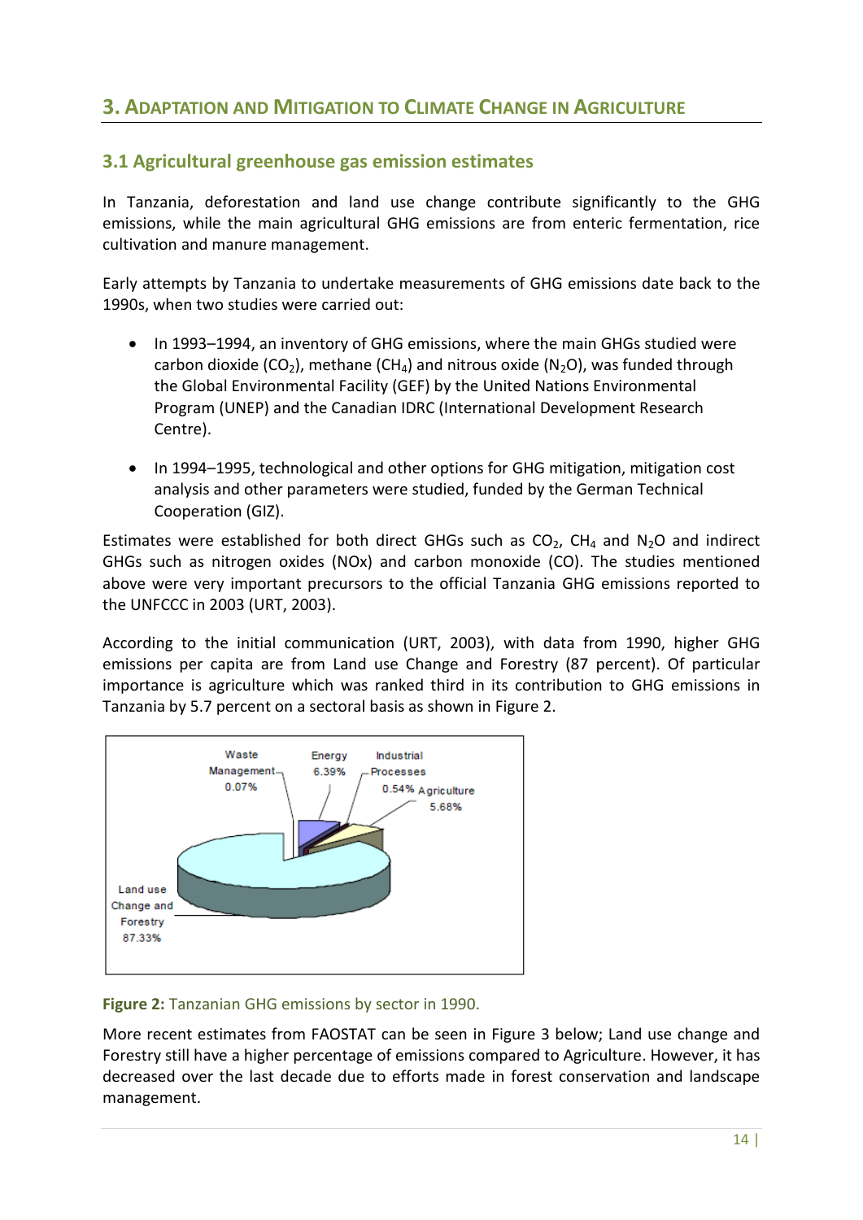## 3. Adaptation and Mitigation to Climate Change in Agriculture

### 3.1 Agricultural greenhouse gas emission estimates

In Tanzania, deforestation and land use change contribute significantly to the GHG emissions, while the main agricultural GHG emissions are from enteric fermentation, rice cultivation and manure management.

Early attempts by Tanzania to undertake measurements of GHG emissions date back to the 1990s, when two studies were carried out:

- In 1993–1994, an inventory of GHG emissions, where the main GHGs studied were carbon dioxide ($CO_2$), methane ($CH_4$) and nitrous oxide ($N_2O$), was funded through the Global Environmental Facility (GEF) by the United Nations Environmental Program (UNEP) and the Canadian IDRC (International Development Research Centre).

- In 1994–1995, technological and other options for GHG mitigation, mitigation cost analysis and other parameters were studied, funded by the German Technical Cooperation (GIZ).

Estimates were established for both direct GHGs such as $CO_2$, $CH_4$ and $N_2O$ and indirect GHGs such as nitrogen oxides (NOx) and carbon monoxide (CO). The studies mentioned above were very important precursors to the official Tanzania GHG emissions reported to the UNFCCC in 2003 (URT, 2003).

According to the initial communication (URT, 2003), with data from 1990, higher GHG emissions per capita are from Land use Change and Forestry (87 percent). Of particular importance is agriculture which was ranked third in its contribution to GHG emissions in Tanzania by 5.7 percent on a sectoral basis as shown in Figure 2.

Waste Management 0.07%
Energy 6.39%
Industrial Processes 0.54%
Agriculture 5.68%
Land use Change and Forestry 87.33%

**Figure 2:** Tanzanian GHG emissions by sector in 1990.

More recent estimates from FAOSTAT can be seen in Figure 3 below; Land use change and Forestry still have a higher percentage of emissions compared to Agriculture. However, it has decreased over the last decade due to efforts made in forest conservation and landscape management.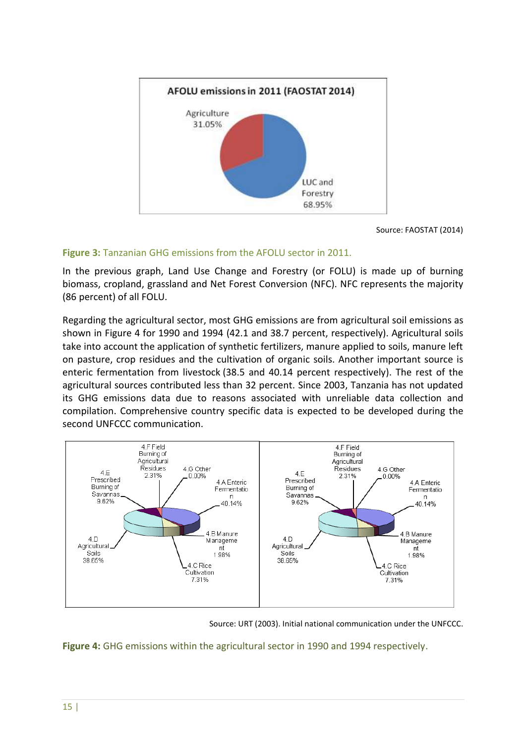Source: FAOSTAT (2014)

**Figure 3:** Tanzanian GHG emissions from the AFOLU sector in 2011.

In the previous graph, Land Use Change and Forestry (or FOLU) is made up of burning biomass, cropland, grassland and Net Forest Conversion (NFC). NFC represents the majority (86 percent) of all FOLU.

Regarding the agricultural sector, most GHG emissions are from agricultural soil emissions as shown in Figure 4 for 1990 and 1994 (42.1 and 38.7 percent, respectively). Agricultural soils take into account the application of synthetic fertilizers, manure applied to soils, manure left on pasture, crop residues and the cultivation of organic soils. Another important source is enteric fermentation from livestock (38.5 and 40.14 percent respectively). The rest of the agricultural sources contributed less than 32 percent. Since 2003, Tanzania has not updated its GHG emissions data due to reasons associated with unreliable data collection and compilation. Comprehensive country specific data is expected to be developed during the second UNFCCC communication.

Source: URT (2003). Initial national communication under the UNFCCC.

**Figure 4:** GHG emissions within the agricultural sector in 1990 and 1994 respectively.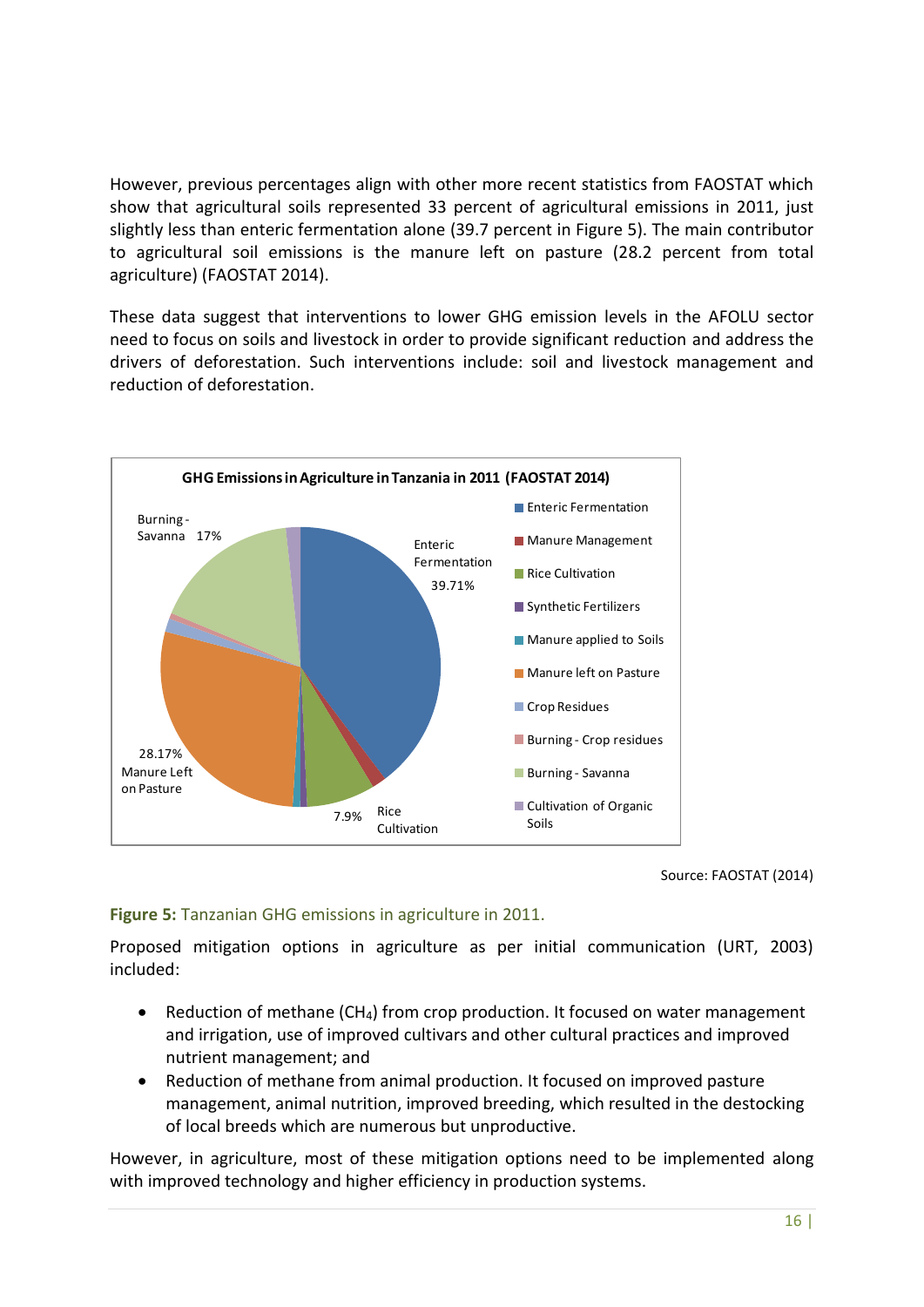However, previous percentages align with other more recent statistics from FAOSTAT which show that agricultural soils represented 33 percent of agricultural emissions in 2011, just slightly less than enteric fermentation alone (39.7 percent in Figure 5). The main contributor to agricultural soil emissions is the manure left on pasture (28.2 percent from total agriculture) (FAOSTAT 2014).

These data suggest that interventions to lower GHG emission levels in the AFOLU sector need to focus on soils and livestock in order to provide significant reduction and address the drivers of deforestation. Such interventions include: soil and livestock management and reduction of deforestation.

**GHG Emissions in Agriculture in Tanzania in 2011 (FAOSTAT 2014)**

| Category | Share |
|---|---|
| Enteric Fermentation | 39.71% |
| Manure Management | |
| Rice Cultivation | 7.9% |
| Synthetic Fertilizers | |
| Manure applied to Soils | |
| Manure left on Pasture | 28.17% |
| Crop Residues | |
| Burning - Crop residues | |
| Burning - Savanna | 17% |
| Cultivation of Organic Soils | |

Source: FAOSTAT (2014)

**Figure 5:** Tanzanian GHG emissions in agriculture in 2011.

Proposed mitigation options in agriculture as per initial communication (URT, 2003) included:

- Reduction of methane ($CH_4$) from crop production. It focused on water management and irrigation, use of improved cultivars and other cultural practices and improved nutrient management; and
- Reduction of methane from animal production. It focused on improved pasture management, animal nutrition, improved breeding, which resulted in the destocking of local breeds which are numerous but unproductive.

However, in agriculture, most of these mitigation options need to be implemented along with improved technology and higher efficiency in production systems.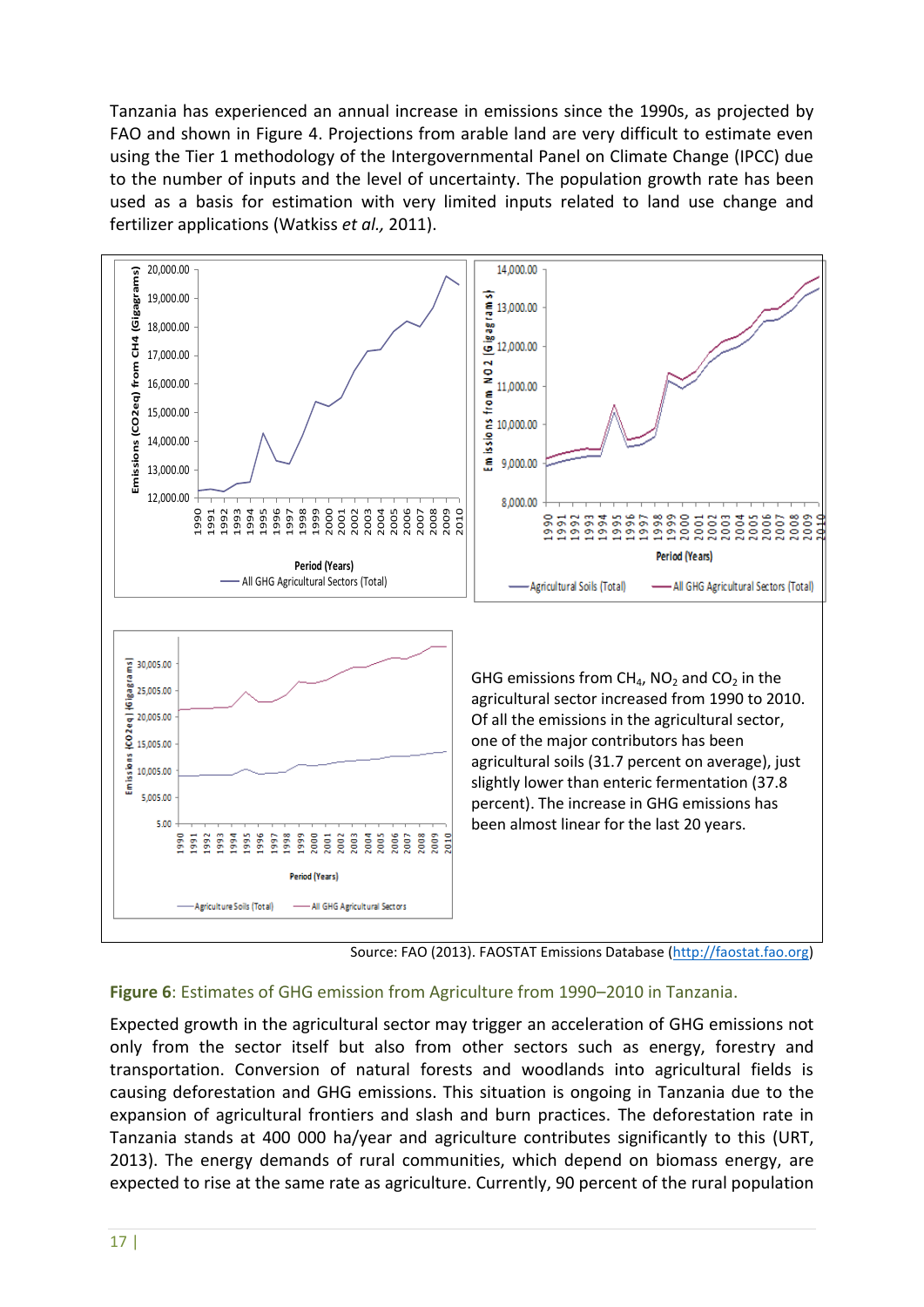Tanzania has experienced an annual increase in emissions since the 1990s, as projected by FAO and shown in Figure 4. Projections from arable land are very difficult to estimate even using the Tier 1 methodology of the Intergovernmental Panel on Climate Change (IPCC) due to the number of inputs and the level of uncertainty. The population growth rate has been used as a basis for estimation with very limited inputs related to land use change and fertilizer applications (Watkiss *et al.,* 2011).

GHG emissions from $CH_4$, $NO_2$ and $CO_2$ in the agricultural sector increased from 1990 to 2010. Of all the emissions in the agricultural sector, one of the major contributors has been agricultural soils (31.7 percent on average), just slightly lower than enteric fermentation (37.8 percent). The increase in GHG emissions has been almost linear for the last 20 years.

Source: FAO (2013). FAOSTAT Emissions Database (http://faostat.fao.org)

**Figure 6**: Estimates of GHG emission from Agriculture from 1990–2010 in Tanzania.

Expected growth in the agricultural sector may trigger an acceleration of GHG emissions not only from the sector itself but also from other sectors such as energy, forestry and transportation. Conversion of natural forests and woodlands into agricultural fields is causing deforestation and GHG emissions. This situation is ongoing in Tanzania due to the expansion of agricultural frontiers and slash and burn practices. The deforestation rate in Tanzania stands at 400 000 ha/year and agriculture contributes significantly to this (URT, 2013). The energy demands of rural communities, which depend on biomass energy, are expected to rise at the same rate as agriculture. Currently, 90 percent of the rural population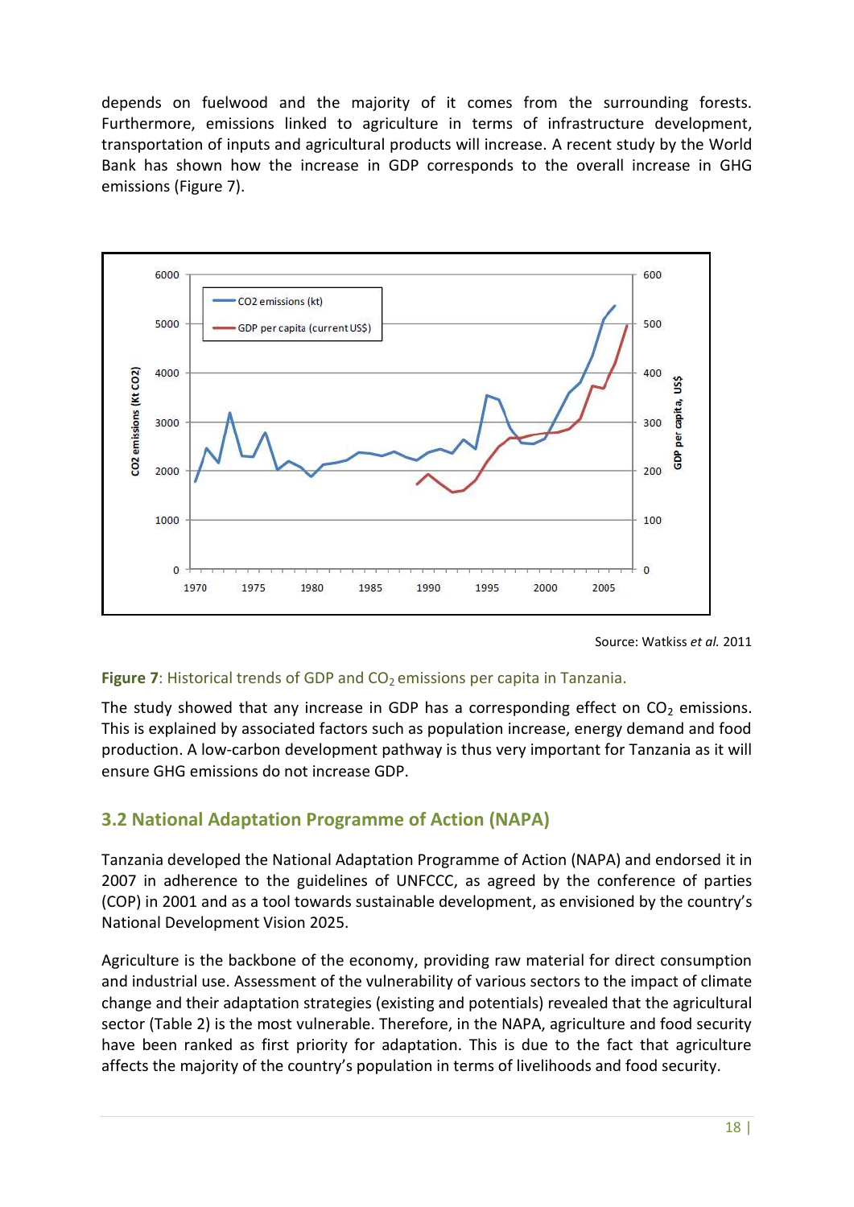depends on fuelwood and the majority of it comes from the surrounding forests. Furthermore, emissions linked to agriculture in terms of infrastructure development, transportation of inputs and agricultural products will increase. A recent study by the World Bank has shown how the increase in GDP corresponds to the overall increase in GHG emissions (Figure 7).

Source: Watkiss *et al.* 2011

**Figure 7**: Historical trends of GDP and $CO_2$ emissions per capita in Tanzania.

The study showed that any increase in GDP has a corresponding effect on $CO_2$ emissions. This is explained by associated factors such as population increase, energy demand and food production. A low-carbon development pathway is thus very important for Tanzania as it will ensure GHG emissions do not increase GDP.

## 3.2 National Adaptation Programme of Action (NAPA)

Tanzania developed the National Adaptation Programme of Action (NAPA) and endorsed it in 2007 in adherence to the guidelines of UNFCCC, as agreed by the conference of parties (COP) in 2001 and as a tool towards sustainable development, as envisioned by the country's National Development Vision 2025.

Agriculture is the backbone of the economy, providing raw material for direct consumption and industrial use. Assessment of the vulnerability of various sectors to the impact of climate change and their adaptation strategies (existing and potentials) revealed that the agricultural sector (Table 2) is the most vulnerable. Therefore, in the NAPA, agriculture and food security have been ranked as first priority for adaptation. This is due to the fact that agriculture affects the majority of the country's population in terms of livelihoods and food security.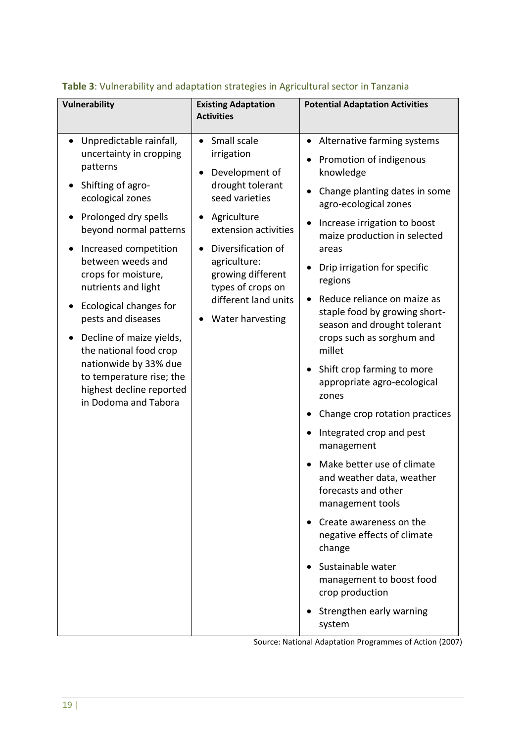**Table 3**: Vulnerability and adaptation strategies in Agricultural sector in Tanzania

| Vulnerability | Existing Adaptation Activities | Potential Adaptation Activities |
|---|---|---|
| • Unpredictable rainfall, uncertainty in cropping patterns<br>• Shifting of agro-ecological zones<br>• Prolonged dry spells beyond normal patterns<br>• Increased competition between weeds and crops for moisture, nutrients and light<br>• Ecological changes for pests and diseases<br>• Decline of maize yields, the national food crop nationwide by 33% due to temperature rise; the highest decline reported in Dodoma and Tabora | • Small scale irrigation<br>• Development of drought tolerant seed varieties<br>• Agriculture extension activities<br>• Diversification of agriculture: growing different types of crops on different land units<br>• Water harvesting | • Alternative farming systems<br>• Promotion of indigenous knowledge<br>• Change planting dates in some agro-ecological zones<br>• Increase irrigation to boost maize production in selected areas<br>• Drip irrigation for specific regions<br>• Reduce reliance on maize as staple food by growing short-season and drought tolerant crops such as sorghum and millet<br>• Shift crop farming to more appropriate agro-ecological zones<br>• Change crop rotation practices<br>• Integrated crop and pest management<br>• Make better use of climate and weather data, weather forecasts and other management tools<br>• Create awareness on the negative effects of climate change<br>• Sustainable water management to boost food crop production<br>• Strengthen early warning system |

Source: National Adaptation Programmes of Action (2007)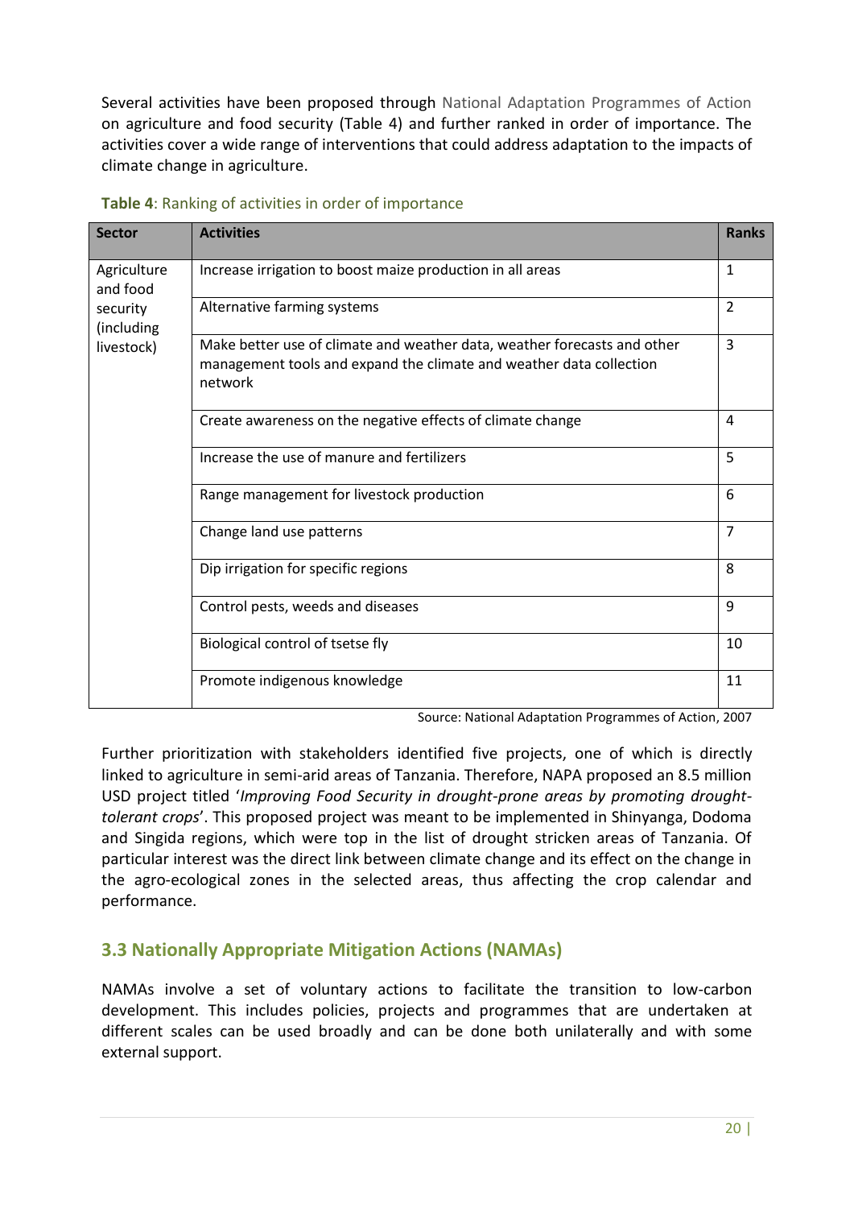Several activities have been proposed through National Adaptation Programmes of Action on agriculture and food security (Table 4) and further ranked in order of importance. The activities cover a wide range of interventions that could address adaptation to the impacts of climate change in agriculture.

**Table 4**: Ranking of activities in order of importance

| Sector | Activities | Ranks |
|---|---|---|
| Agriculture and food security (including livestock) | Increase irrigation to boost maize production in all areas | 1 |
| | Alternative farming systems | 2 |
| | Make better use of climate and weather data, weather forecasts and other management tools and expand the climate and weather data collection network | 3 |
| | Create awareness on the negative effects of climate change | 4 |
| | Increase the use of manure and fertilizers | 5 |
| | Range management for livestock production | 6 |
| | Change land use patterns | 7 |
| | Dip irrigation for specific regions | 8 |
| | Control pests, weeds and diseases | 9 |
| | Biological control of tsetse fly | 10 |
| | Promote indigenous knowledge | 11 |

Source: National Adaptation Programmes of Action, 2007

Further prioritization with stakeholders identified five projects, one of which is directly linked to agriculture in semi-arid areas of Tanzania. Therefore, NAPA proposed an 8.5 million USD project titled '*Improving Food Security in drought-prone areas by promoting drought-tolerant crops*'. This proposed project was meant to be implemented in Shinyanga, Dodoma and Singida regions, which were top in the list of drought stricken areas of Tanzania. Of particular interest was the direct link between climate change and its effect on the change in the agro-ecological zones in the selected areas, thus affecting the crop calendar and performance.

## 3.3 Nationally Appropriate Mitigation Actions (NAMAs)

NAMAs involve a set of voluntary actions to facilitate the transition to low-carbon development. This includes policies, projects and programmes that are undertaken at different scales can be used broadly and can be done both unilaterally and with some external support.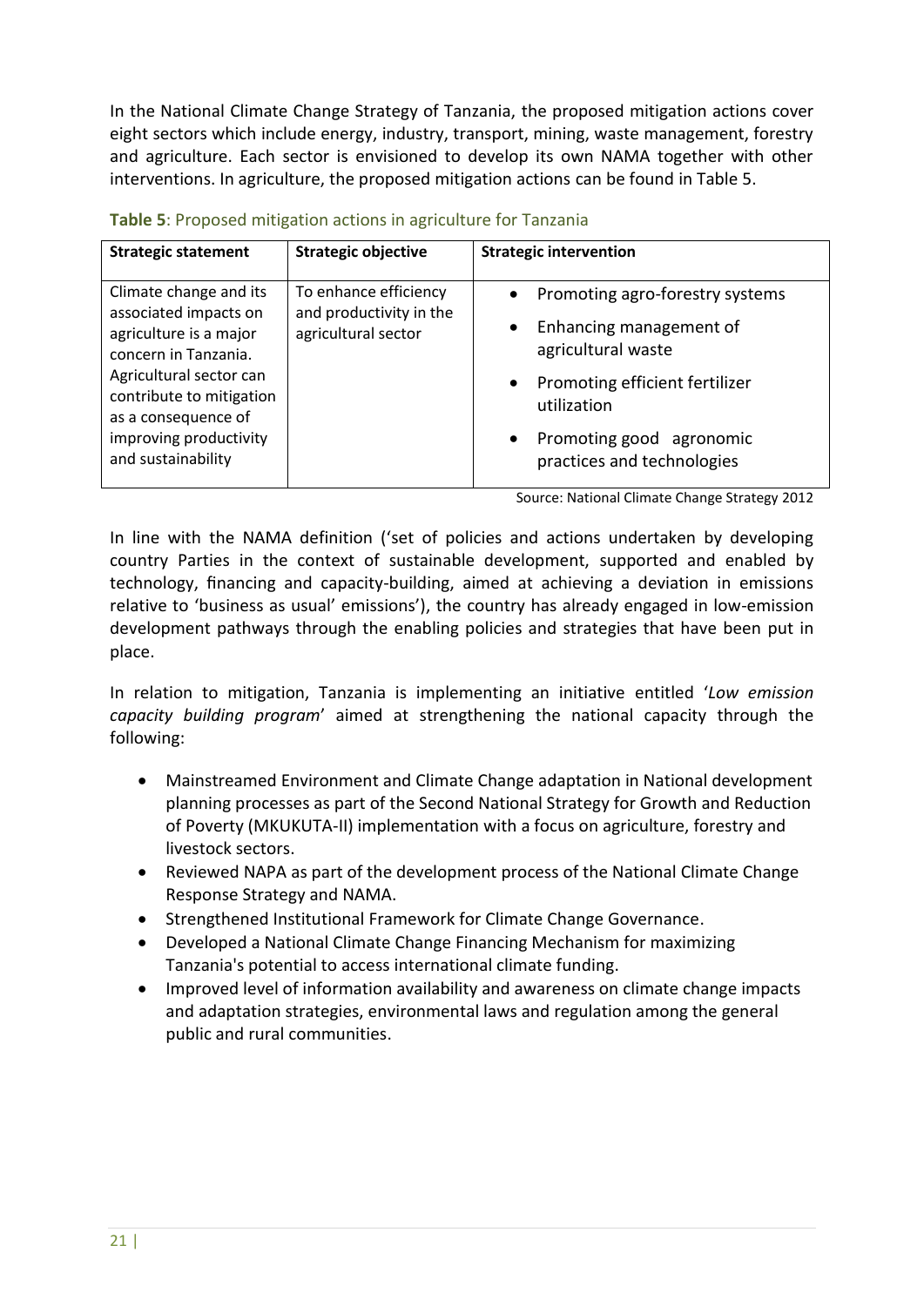In the National Climate Change Strategy of Tanzania, the proposed mitigation actions cover eight sectors which include energy, industry, transport, mining, waste management, forestry and agriculture. Each sector is envisioned to develop its own NAMA together with other interventions. In agriculture, the proposed mitigation actions can be found in Table 5.

**Table 5**: Proposed mitigation actions in agriculture for Tanzania

| Strategic statement | Strategic objective | Strategic intervention |
|---|---|---|
| Climate change and its associated impacts on agriculture is a major concern in Tanzania. Agricultural sector can contribute to mitigation as a consequence of improving productivity and sustainability | To enhance efficiency and productivity in the agricultural sector | • Promoting agro-forestry systems<br>• Enhancing management of agricultural waste<br>• Promoting efficient fertilizer utilization<br>• Promoting good agronomic practices and technologies |

Source: National Climate Change Strategy 2012

In line with the NAMA definition ('set of policies and actions undertaken by developing country Parties in the context of sustainable development, supported and enabled by technology, financing and capacity-building, aimed at achieving a deviation in emissions relative to 'business as usual' emissions'), the country has already engaged in low-emission development pathways through the enabling policies and strategies that have been put in place.

In relation to mitigation, Tanzania is implementing an initiative entitled '*Low emission capacity building program*' aimed at strengthening the national capacity through the following:

- Mainstreamed Environment and Climate Change adaptation in National development planning processes as part of the Second National Strategy for Growth and Reduction of Poverty (MKUKUTA-II) implementation with a focus on agriculture, forestry and livestock sectors.
- Reviewed NAPA as part of the development process of the National Climate Change Response Strategy and NAMA.
- Strengthened Institutional Framework for Climate Change Governance.
- Developed a National Climate Change Financing Mechanism for maximizing Tanzania's potential to access international climate funding.
- Improved level of information availability and awareness on climate change impacts and adaptation strategies, environmental laws and regulation among the general public and rural communities.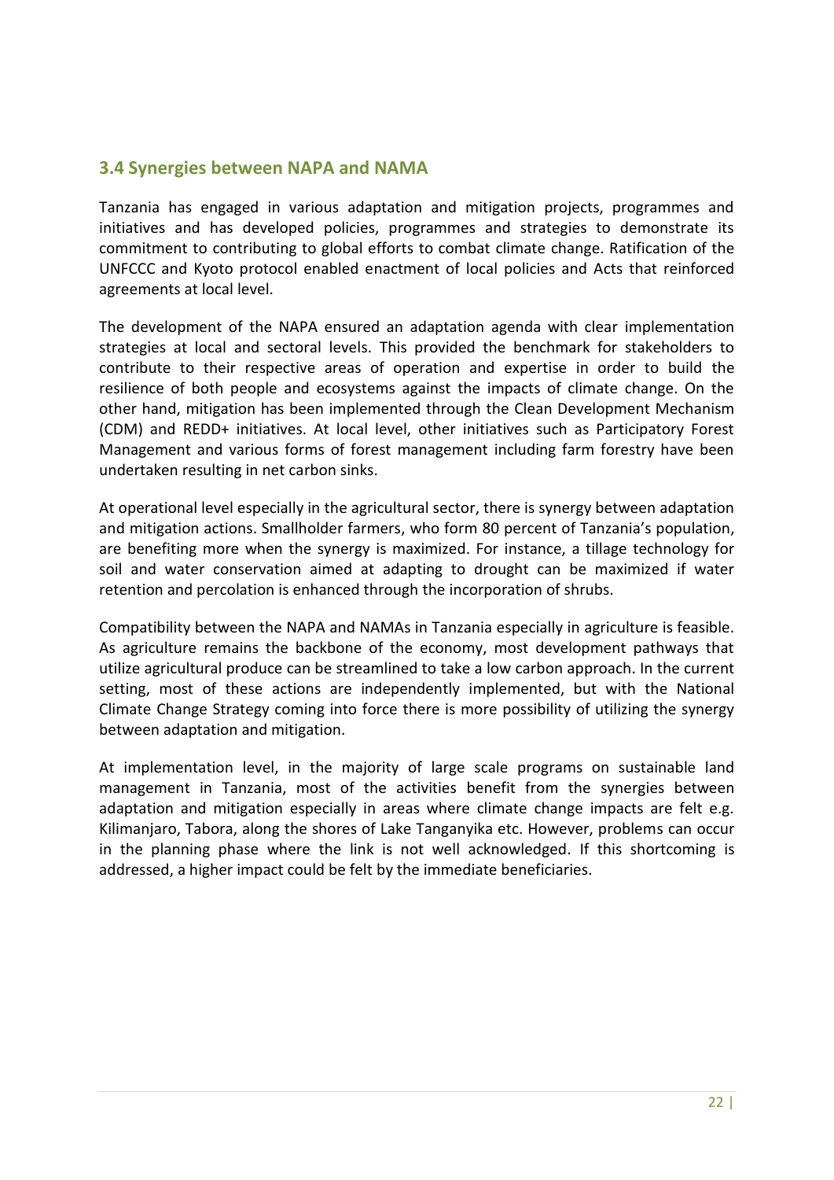## 3.4 Synergies between NAPA and NAMA

Tanzania has engaged in various adaptation and mitigation projects, programmes and initiatives and has developed policies, programmes and strategies to demonstrate its commitment to contributing to global efforts to combat climate change. Ratification of the UNFCCC and Kyoto protocol enabled enactment of local policies and Acts that reinforced agreements at local level.

The development of the NAPA ensured an adaptation agenda with clear implementation strategies at local and sectoral levels. This provided the benchmark for stakeholders to contribute to their respective areas of operation and expertise in order to build the resilience of both people and ecosystems against the impacts of climate change. On the other hand, mitigation has been implemented through the Clean Development Mechanism (CDM) and REDD+ initiatives. At local level, other initiatives such as Participatory Forest Management and various forms of forest management including farm forestry have been undertaken resulting in net carbon sinks.

At operational level especially in the agricultural sector, there is synergy between adaptation and mitigation actions. Smallholder farmers, who form 80 percent of Tanzania's population, are benefiting more when the synergy is maximized. For instance, a tillage technology for soil and water conservation aimed at adapting to drought can be maximized if water retention and percolation is enhanced through the incorporation of shrubs.

Compatibility between the NAPA and NAMAs in Tanzania especially in agriculture is feasible. As agriculture remains the backbone of the economy, most development pathways that utilize agricultural produce can be streamlined to take a low carbon approach. In the current setting, most of these actions are independently implemented, but with the National Climate Change Strategy coming into force there is more possibility of utilizing the synergy between adaptation and mitigation.

At implementation level, in the majority of large scale programs on sustainable land management in Tanzania, most of the activities benefit from the synergies between adaptation and mitigation especially in areas where climate change impacts are felt e.g. Kilimanjaro, Tabora, along the shores of Lake Tanganyika etc. However, problems can occur in the planning phase where the link is not well acknowledged. If this shortcoming is addressed, a higher impact could be felt by the immediate beneficiaries.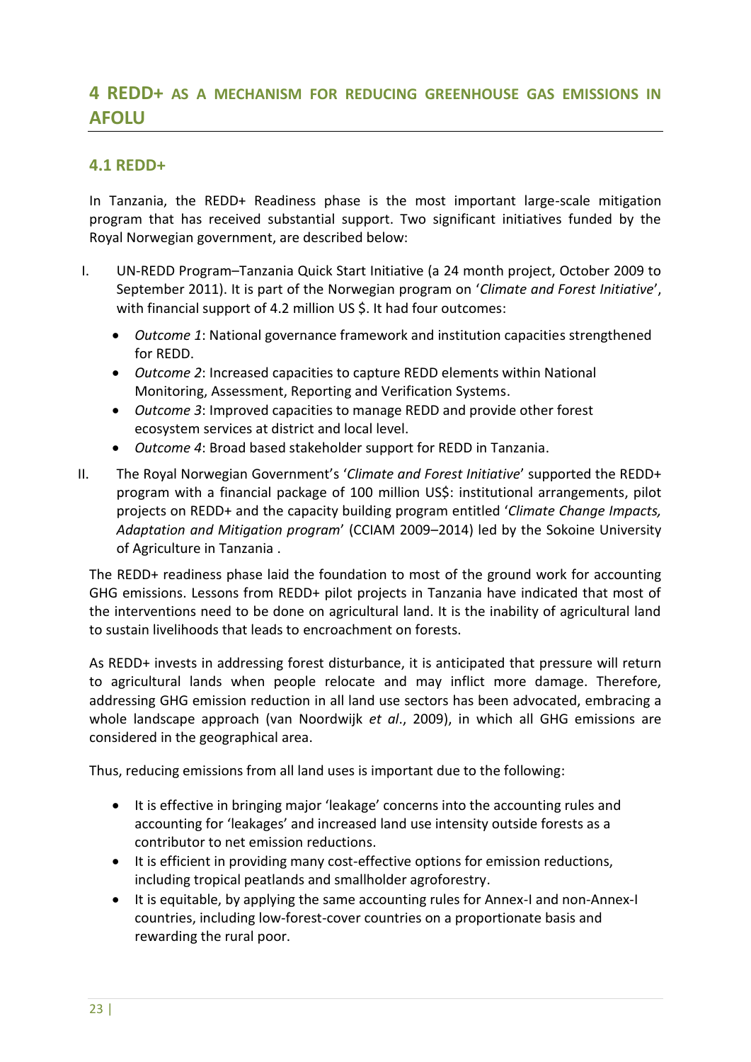# 4 REDD+ AS A MECHANISM FOR REDUCING GREENHOUSE GAS EMISSIONS IN AFOLU

## 4.1 REDD+

In Tanzania, the REDD+ Readiness phase is the most important large-scale mitigation program that has received substantial support. Two significant initiatives funded by the Royal Norwegian government, are described below:

I. UN-REDD Program–Tanzania Quick Start Initiative (a 24 month project, October 2009 to September 2011). It is part of the Norwegian program on '*Climate and Forest Initiative*', with financial support of 4.2 million US $. It had four outcomes:
   - *Outcome 1*: National governance framework and institution capacities strengthened for REDD.
   - *Outcome 2*: Increased capacities to capture REDD elements within National Monitoring, Assessment, Reporting and Verification Systems.
   - *Outcome 3*: Improved capacities to manage REDD and provide other forest ecosystem services at district and local level.
   - *Outcome 4*: Broad based stakeholder support for REDD in Tanzania.

II. The Royal Norwegian Government's '*Climate and Forest Initiative*' supported the REDD+ program with a financial package of 100 million US$: institutional arrangements, pilot projects on REDD+ and the capacity building program entitled '*Climate Change Impacts, Adaptation and Mitigation program*' (CCIAM 2009–2014) led by the Sokoine University of Agriculture in Tanzania .

The REDD+ readiness phase laid the foundation to most of the ground work for accounting GHG emissions. Lessons from REDD+ pilot projects in Tanzania have indicated that most of the interventions need to be done on agricultural land. It is the inability of agricultural land to sustain livelihoods that leads to encroachment on forests.

As REDD+ invests in addressing forest disturbance, it is anticipated that pressure will return to agricultural lands when people relocate and may inflict more damage. Therefore, addressing GHG emission reduction in all land use sectors has been advocated, embracing a whole landscape approach (van Noordwijk *et al*., 2009), in which all GHG emissions are considered in the geographical area.

Thus, reducing emissions from all land uses is important due to the following:

- It is effective in bringing major 'leakage' concerns into the accounting rules and accounting for 'leakages' and increased land use intensity outside forests as a contributor to net emission reductions.
- It is efficient in providing many cost-effective options for emission reductions, including tropical peatlands and smallholder agroforestry.
- It is equitable, by applying the same accounting rules for Annex-I and non-Annex-I countries, including low-forest-cover countries on a proportionate basis and rewarding the rural poor.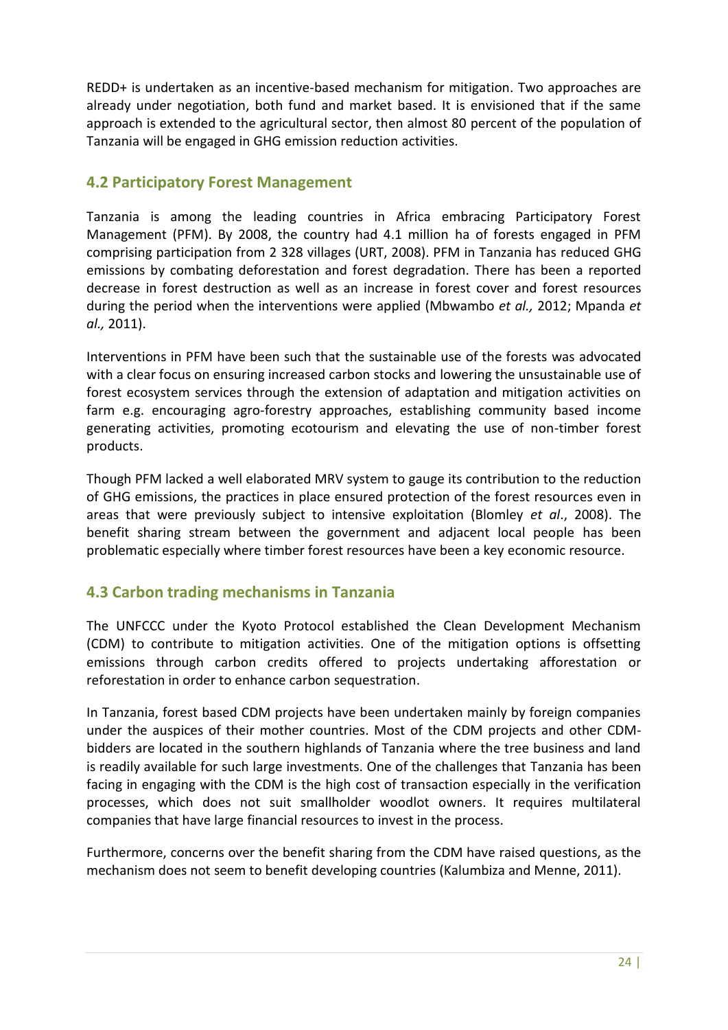REDD+ is undertaken as an incentive-based mechanism for mitigation. Two approaches are already under negotiation, both fund and market based. It is envisioned that if the same approach is extended to the agricultural sector, then almost 80 percent of the population of Tanzania will be engaged in GHG emission reduction activities.

## 4.2 Participatory Forest Management

Tanzania is among the leading countries in Africa embracing Participatory Forest Management (PFM). By 2008, the country had 4.1 million ha of forests engaged in PFM comprising participation from 2 328 villages (URT, 2008). PFM in Tanzania has reduced GHG emissions by combating deforestation and forest degradation. There has been a reported decrease in forest destruction as well as an increase in forest cover and forest resources during the period when the interventions were applied (Mbwambo *et al.,* 2012; Mpanda *et al.,* 2011).

Interventions in PFM have been such that the sustainable use of the forests was advocated with a clear focus on ensuring increased carbon stocks and lowering the unsustainable use of forest ecosystem services through the extension of adaptation and mitigation activities on farm e.g. encouraging agro-forestry approaches, establishing community based income generating activities, promoting ecotourism and elevating the use of non-timber forest products.

Though PFM lacked a well elaborated MRV system to gauge its contribution to the reduction of GHG emissions, the practices in place ensured protection of the forest resources even in areas that were previously subject to intensive exploitation (Blomley *et al*., 2008). The benefit sharing stream between the government and adjacent local people has been problematic especially where timber forest resources have been a key economic resource.

## 4.3 Carbon trading mechanisms in Tanzania

The UNFCCC under the Kyoto Protocol established the Clean Development Mechanism (CDM) to contribute to mitigation activities. One of the mitigation options is offsetting emissions through carbon credits offered to projects undertaking afforestation or reforestation in order to enhance carbon sequestration.

In Tanzania, forest based CDM projects have been undertaken mainly by foreign companies under the auspices of their mother countries. Most of the CDM projects and other CDM-bidders are located in the southern highlands of Tanzania where the tree business and land is readily available for such large investments. One of the challenges that Tanzania has been facing in engaging with the CDM is the high cost of transaction especially in the verification processes, which does not suit smallholder woodlot owners. It requires multilateral companies that have large financial resources to invest in the process.

Furthermore, concerns over the benefit sharing from the CDM have raised questions, as the mechanism does not seem to benefit developing countries (Kalumbiza and Menne, 2011).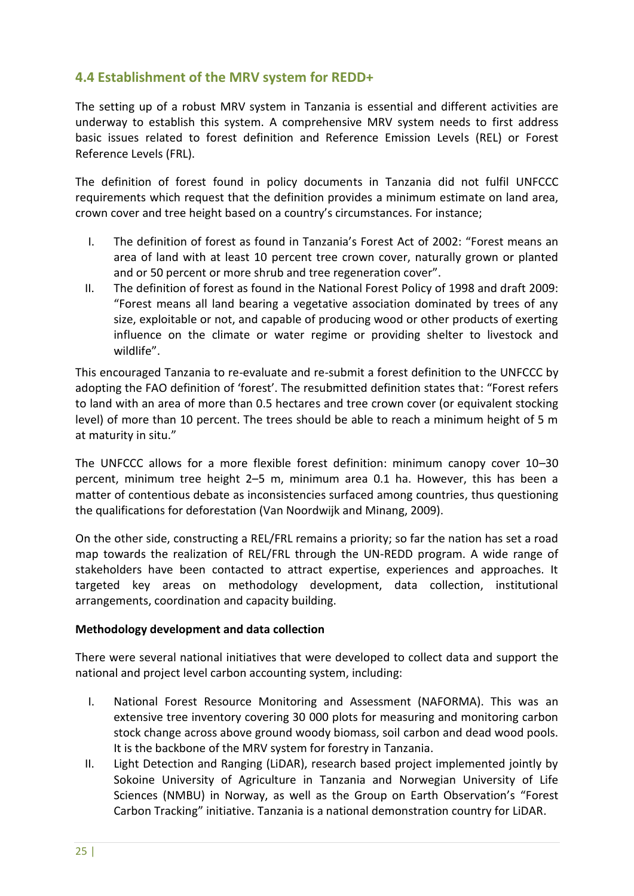## 4.4 Establishment of the MRV system for REDD+

The setting up of a robust MRV system in Tanzania is essential and different activities are underway to establish this system. A comprehensive MRV system needs to first address basic issues related to forest definition and Reference Emission Levels (REL) or Forest Reference Levels (FRL).

The definition of forest found in policy documents in Tanzania did not fulfil UNFCCC requirements which request that the definition provides a minimum estimate on land area, crown cover and tree height based on a country's circumstances. For instance;

I. The definition of forest as found in Tanzania's Forest Act of 2002: "Forest means an area of land with at least 10 percent tree crown cover, naturally grown or planted and or 50 percent or more shrub and tree regeneration cover".

II. The definition of forest as found in the National Forest Policy of 1998 and draft 2009: "Forest means all land bearing a vegetative association dominated by trees of any size, exploitable or not, and capable of producing wood or other products of exerting influence on the climate or water regime or providing shelter to livestock and wildlife".

This encouraged Tanzania to re-evaluate and re-submit a forest definition to the UNFCCC by adopting the FAO definition of 'forest'. The resubmitted definition states that: "Forest refers to land with an area of more than 0.5 hectares and tree crown cover (or equivalent stocking level) of more than 10 percent. The trees should be able to reach a minimum height of 5 m at maturity in situ."

The UNFCCC allows for a more flexible forest definition: minimum canopy cover 10–30 percent, minimum tree height 2–5 m, minimum area 0.1 ha. However, this has been a matter of contentious debate as inconsistencies surfaced among countries, thus questioning the qualifications for deforestation (Van Noordwijk and Minang, 2009).

On the other side, constructing a REL/FRL remains a priority; so far the nation has set a road map towards the realization of REL/FRL through the UN-REDD program. A wide range of stakeholders have been contacted to attract expertise, experiences and approaches. It targeted key areas on methodology development, data collection, institutional arrangements, coordination and capacity building.

**Methodology development and data collection**

There were several national initiatives that were developed to collect data and support the national and project level carbon accounting system, including:

I. National Forest Resource Monitoring and Assessment (NAFORMA). This was an extensive tree inventory covering 30 000 plots for measuring and monitoring carbon stock change across above ground woody biomass, soil carbon and dead wood pools. It is the backbone of the MRV system for forestry in Tanzania.

II. Light Detection and Ranging (LiDAR), research based project implemented jointly by Sokoine University of Agriculture in Tanzania and Norwegian University of Life Sciences (NMBU) in Norway, as well as the Group on Earth Observation's "Forest Carbon Tracking" initiative. Tanzania is a national demonstration country for LiDAR.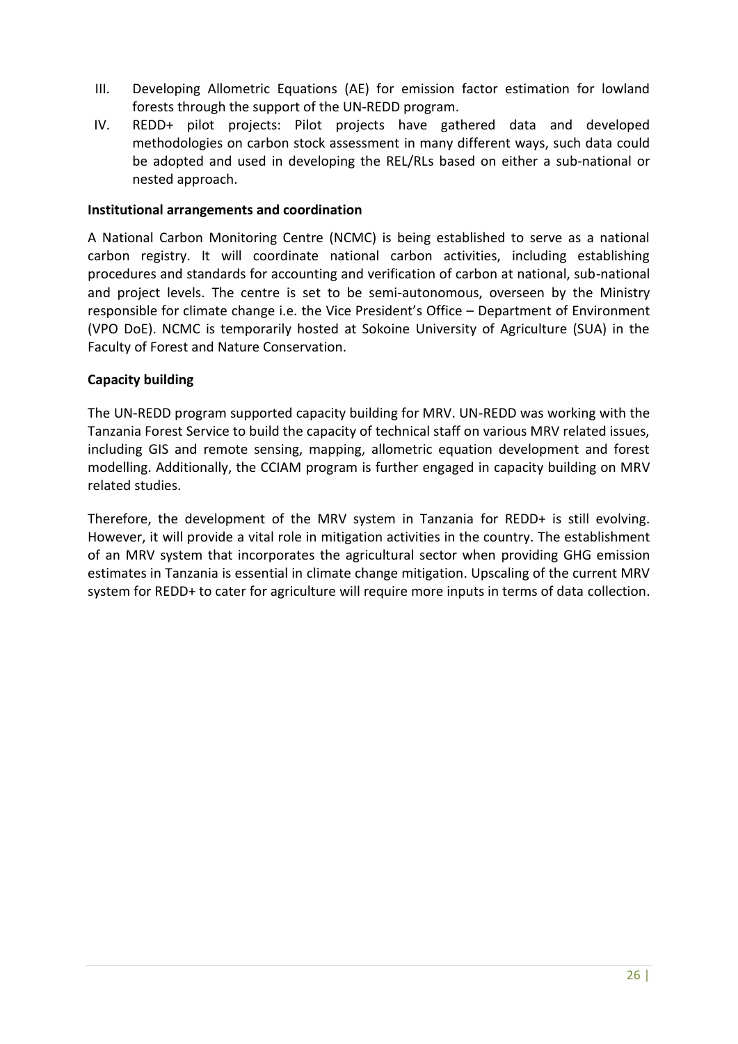III. Developing Allometric Equations (AE) for emission factor estimation for lowland forests through the support of the UN-REDD program.

IV. REDD+ pilot projects: Pilot projects have gathered data and developed methodologies on carbon stock assessment in many different ways, such data could be adopted and used in developing the REL/RLs based on either a sub-national or nested approach.

**Institutional arrangements and coordination**

A National Carbon Monitoring Centre (NCMC) is being established to serve as a national carbon registry. It will coordinate national carbon activities, including establishing procedures and standards for accounting and verification of carbon at national, sub-national and project levels. The centre is set to be semi-autonomous, overseen by the Ministry responsible for climate change i.e. the Vice President's Office – Department of Environment (VPO DoE). NCMC is temporarily hosted at Sokoine University of Agriculture (SUA) in the Faculty of Forest and Nature Conservation.

**Capacity building**

The UN-REDD program supported capacity building for MRV. UN-REDD was working with the Tanzania Forest Service to build the capacity of technical staff on various MRV related issues, including GIS and remote sensing, mapping, allometric equation development and forest modelling. Additionally, the CCIAM program is further engaged in capacity building on MRV related studies.

Therefore, the development of the MRV system in Tanzania for REDD+ is still evolving. However, it will provide a vital role in mitigation activities in the country. The establishment of an MRV system that incorporates the agricultural sector when providing GHG emission estimates in Tanzania is essential in climate change mitigation. Upscaling of the current MRV system for REDD+ to cater for agriculture will require more inputs in terms of data collection.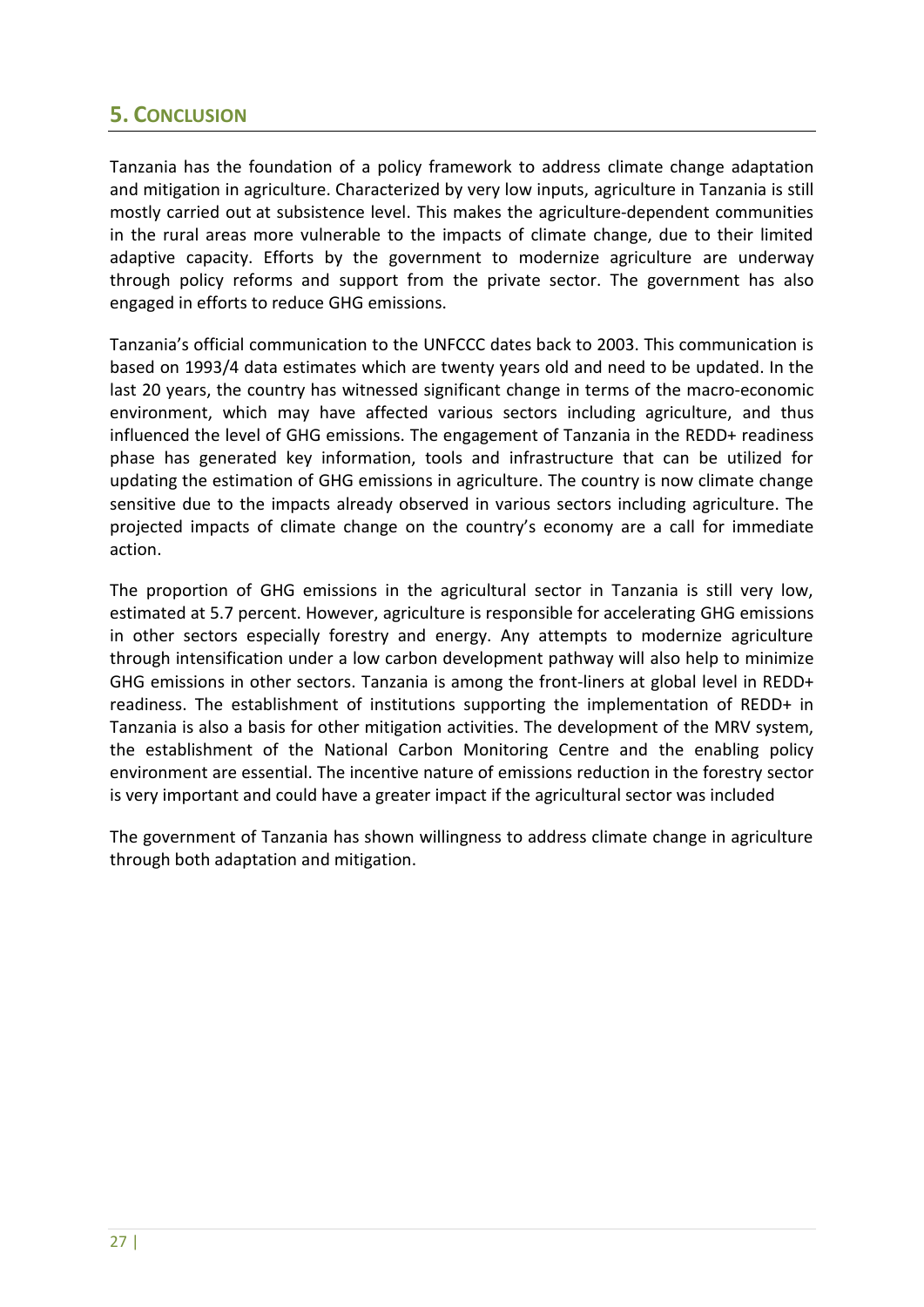## 5. Conclusion

Tanzania has the foundation of a policy framework to address climate change adaptation and mitigation in agriculture. Characterized by very low inputs, agriculture in Tanzania is still mostly carried out at subsistence level. This makes the agriculture-dependent communities in the rural areas more vulnerable to the impacts of climate change, due to their limited adaptive capacity. Efforts by the government to modernize agriculture are underway through policy reforms and support from the private sector. The government has also engaged in efforts to reduce GHG emissions.

Tanzania's official communication to the UNFCCC dates back to 2003. This communication is based on 1993/4 data estimates which are twenty years old and need to be updated. In the last 20 years, the country has witnessed significant change in terms of the macro-economic environment, which may have affected various sectors including agriculture, and thus influenced the level of GHG emissions. The engagement of Tanzania in the REDD+ readiness phase has generated key information, tools and infrastructure that can be utilized for updating the estimation of GHG emissions in agriculture. The country is now climate change sensitive due to the impacts already observed in various sectors including agriculture. The projected impacts of climate change on the country's economy are a call for immediate action.

The proportion of GHG emissions in the agricultural sector in Tanzania is still very low, estimated at 5.7 percent. However, agriculture is responsible for accelerating GHG emissions in other sectors especially forestry and energy. Any attempts to modernize agriculture through intensification under a low carbon development pathway will also help to minimize GHG emissions in other sectors. Tanzania is among the front-liners at global level in REDD+ readiness. The establishment of institutions supporting the implementation of REDD+ in Tanzania is also a basis for other mitigation activities. The development of the MRV system, the establishment of the National Carbon Monitoring Centre and the enabling policy environment are essential. The incentive nature of emissions reduction in the forestry sector is very important and could have a greater impact if the agricultural sector was included

The government of Tanzania has shown willingness to address climate change in agriculture through both adaptation and mitigation.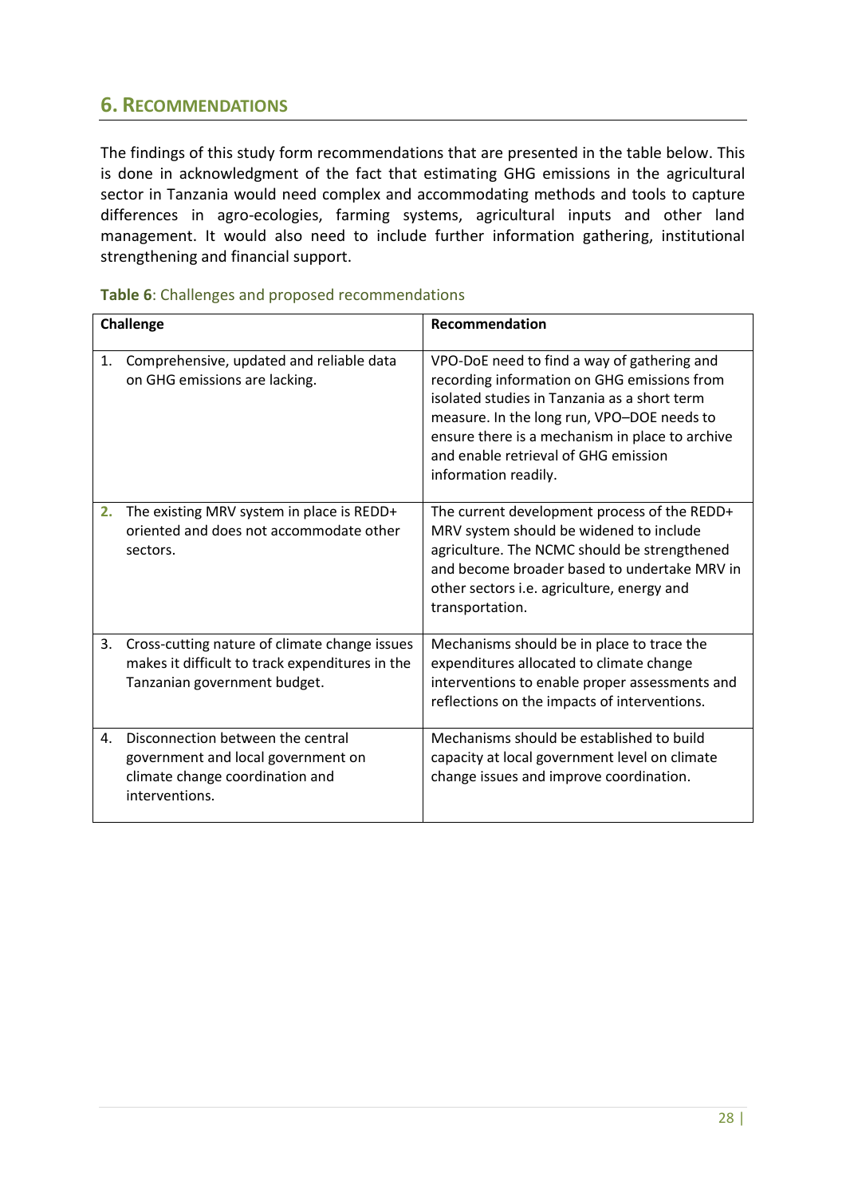## 6. Recommendations

The findings of this study form recommendations that are presented in the table below. This is done in acknowledgment of the fact that estimating GHG emissions in the agricultural sector in Tanzania would need complex and accommodating methods and tools to capture differences in agro-ecologies, farming systems, agricultural inputs and other land management. It would also need to include further information gathering, institutional strengthening and financial support.

**Table 6**: Challenges and proposed recommendations

| Challenge | Recommendation |
|---|---|
| 1. Comprehensive, updated and reliable data on GHG emissions are lacking. | VPO-DoE need to find a way of gathering and recording information on GHG emissions from isolated studies in Tanzania as a short term measure. In the long run, VPO–DOE needs to ensure there is a mechanism in place to archive and enable retrieval of GHG emission information readily. |
| 2. The existing MRV system in place is REDD+ oriented and does not accommodate other sectors. | The current development process of the REDD+ MRV system should be widened to include agriculture. The NCMC should be strengthened and become broader based to undertake MRV in other sectors i.e. agriculture, energy and transportation. |
| 3. Cross-cutting nature of climate change issues makes it difficult to track expenditures in the Tanzanian government budget. | Mechanisms should be in place to trace the expenditures allocated to climate change interventions to enable proper assessments and reflections on the impacts of interventions. |
| 4. Disconnection between the central government and local government on climate change coordination and interventions. | Mechanisms should be established to build capacity at local government level on climate change issues and improve coordination. |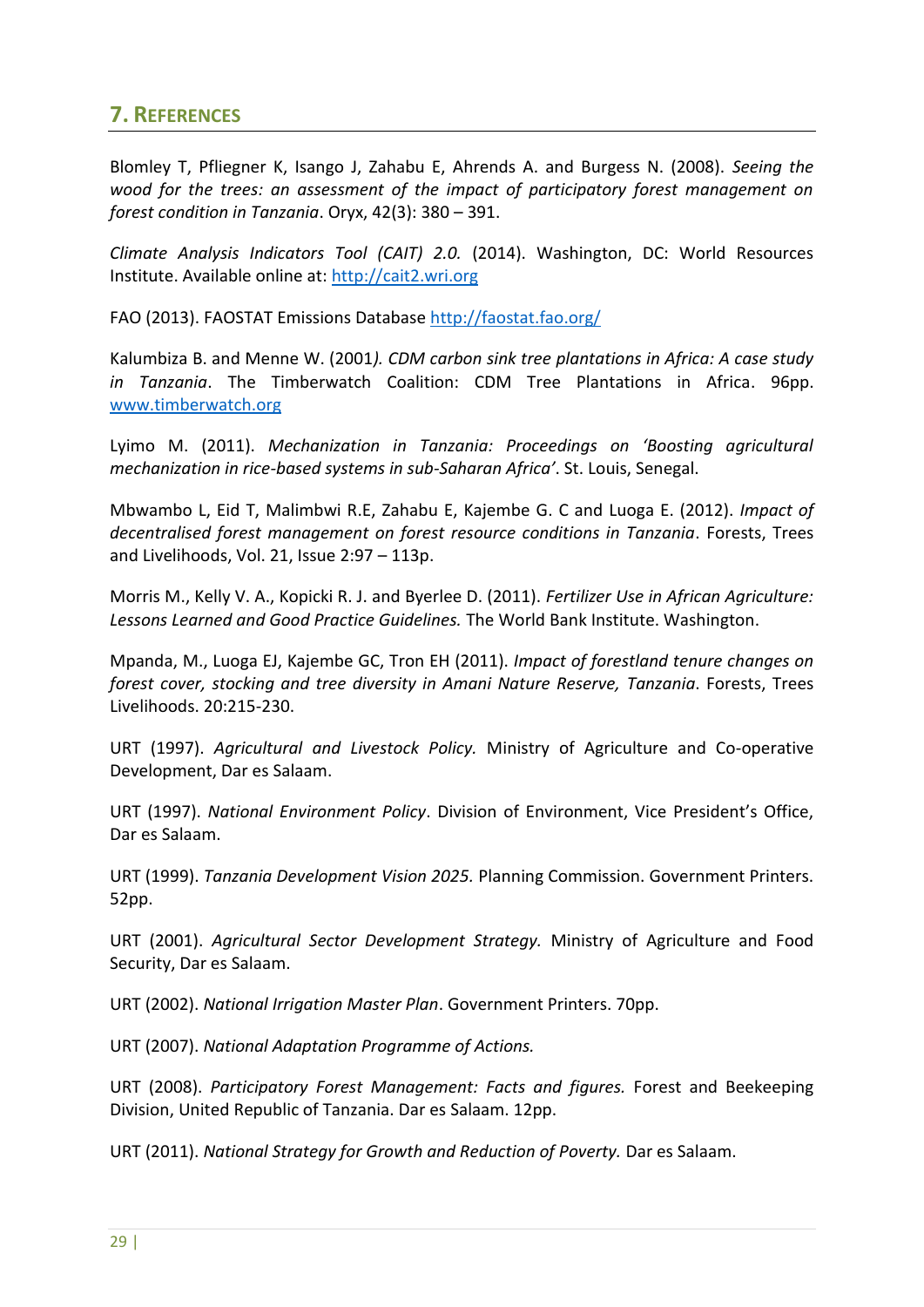## 7. References

Blomley T, Pfliegner K, Isango J, Zahabu E, Ahrends A. and Burgess N. (2008). *Seeing the wood for the trees: an assessment of the impact of participatory forest management on forest condition in Tanzania*. Oryx, 42(3): 380 – 391.

*Climate Analysis Indicators Tool (CAIT) 2.0.* (2014). Washington, DC: World Resources Institute. Available online at: http://cait2.wri.org

FAO (2013). FAOSTAT Emissions Database http://faostat.fao.org/

Kalumbiza B. and Menne W. (2001*). CDM carbon sink tree plantations in Africa: A case study in Tanzania*. The Timberwatch Coalition: CDM Tree Plantations in Africa. 96pp. www.timberwatch.org

Lyimo M. (2011). *Mechanization in Tanzania: Proceedings on 'Boosting agricultural mechanization in rice-based systems in sub-Saharan Africa'*. St. Louis, Senegal.

Mbwambo L, Eid T, Malimbwi R.E, Zahabu E, Kajembe G. C and Luoga E. (2012). *Impact of decentralised forest management on forest resource conditions in Tanzania*. Forests, Trees and Livelihoods, Vol. 21, Issue 2:97 – 113p.

Morris M., Kelly V. A., Kopicki R. J. and Byerlee D. (2011). *Fertilizer Use in African Agriculture: Lessons Learned and Good Practice Guidelines.* The World Bank Institute. Washington.

Mpanda, M., Luoga EJ, Kajembe GC, Tron EH (2011). *Impact of forestland tenure changes on forest cover, stocking and tree diversity in Amani Nature Reserve, Tanzania*. Forests, Trees Livelihoods. 20:215-230.

URT (1997). *Agricultural and Livestock Policy.* Ministry of Agriculture and Co-operative Development, Dar es Salaam.

URT (1997). *National Environment Policy*. Division of Environment, Vice President's Office, Dar es Salaam.

URT (1999). *Tanzania Development Vision 2025.* Planning Commission. Government Printers. 52pp.

URT (2001). *Agricultural Sector Development Strategy.* Ministry of Agriculture and Food Security, Dar es Salaam.

URT (2002). *National Irrigation Master Plan*. Government Printers. 70pp.

URT (2007). *National Adaptation Programme of Actions.*

URT (2008). *Participatory Forest Management: Facts and figures.* Forest and Beekeeping Division, United Republic of Tanzania. Dar es Salaam. 12pp.

URT (2011). *National Strategy for Growth and Reduction of Poverty.* Dar es Salaam.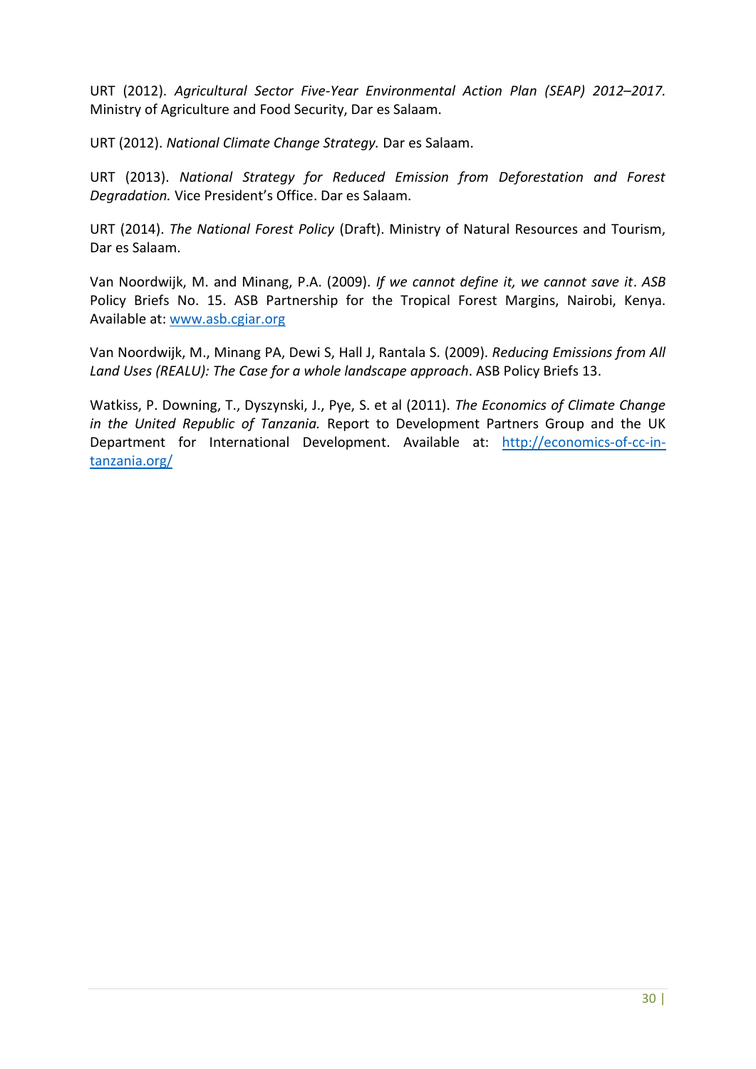URT (2012). *Agricultural Sector Five-Year Environmental Action Plan (SEAP) 2012–2017.* Ministry of Agriculture and Food Security, Dar es Salaam.

URT (2012). *National Climate Change Strategy.* Dar es Salaam.

URT (2013). *National Strategy for Reduced Emission from Deforestation and Forest Degradation.* Vice President's Office. Dar es Salaam.

URT (2014). *The National Forest Policy* (Draft). Ministry of Natural Resources and Tourism, Dar es Salaam.

Van Noordwijk, M. and Minang, P.A. (2009). *If we cannot define it, we cannot save it*. *ASB* Policy Briefs No. 15. ASB Partnership for the Tropical Forest Margins, Nairobi, Kenya. Available at: [www.asb.cgiar.org](www.asb.cgiar.org)

Van Noordwijk, M., Minang PA, Dewi S, Hall J, Rantala S. (2009). *Reducing Emissions from All Land Uses (REALU): The Case for a whole landscape approach*. ASB Policy Briefs 13.

Watkiss, P. Downing, T., Dyszynski, J., Pye, S. et al (2011). *The Economics of Climate Change in the United Republic of Tanzania.* Report to Development Partners Group and the UK Department for International Development. Available at: [http://economics-of-cc-in-tanzania.org/](http://economics-of-cc-in-tanzania.org/)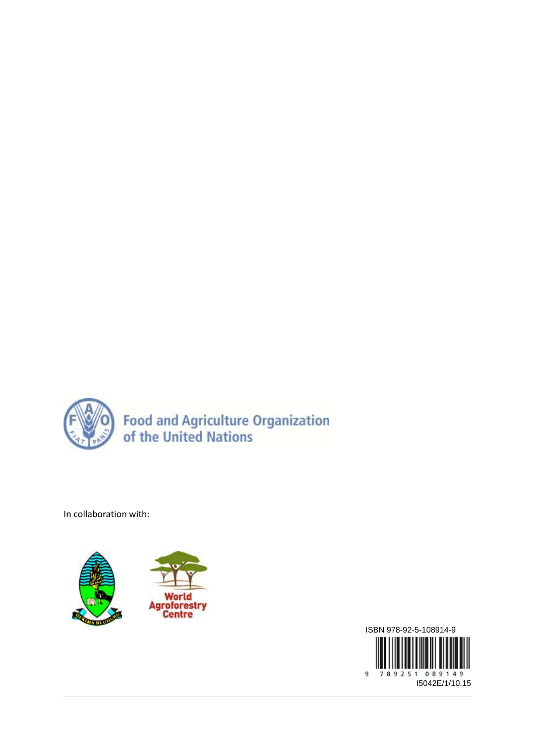Food and Agriculture Organization of the United Nations

In collaboration with:

World Agroforestry Centre

ISBN 978-92-5-108914-9

9 789251 089149

I5042E/1/10.15